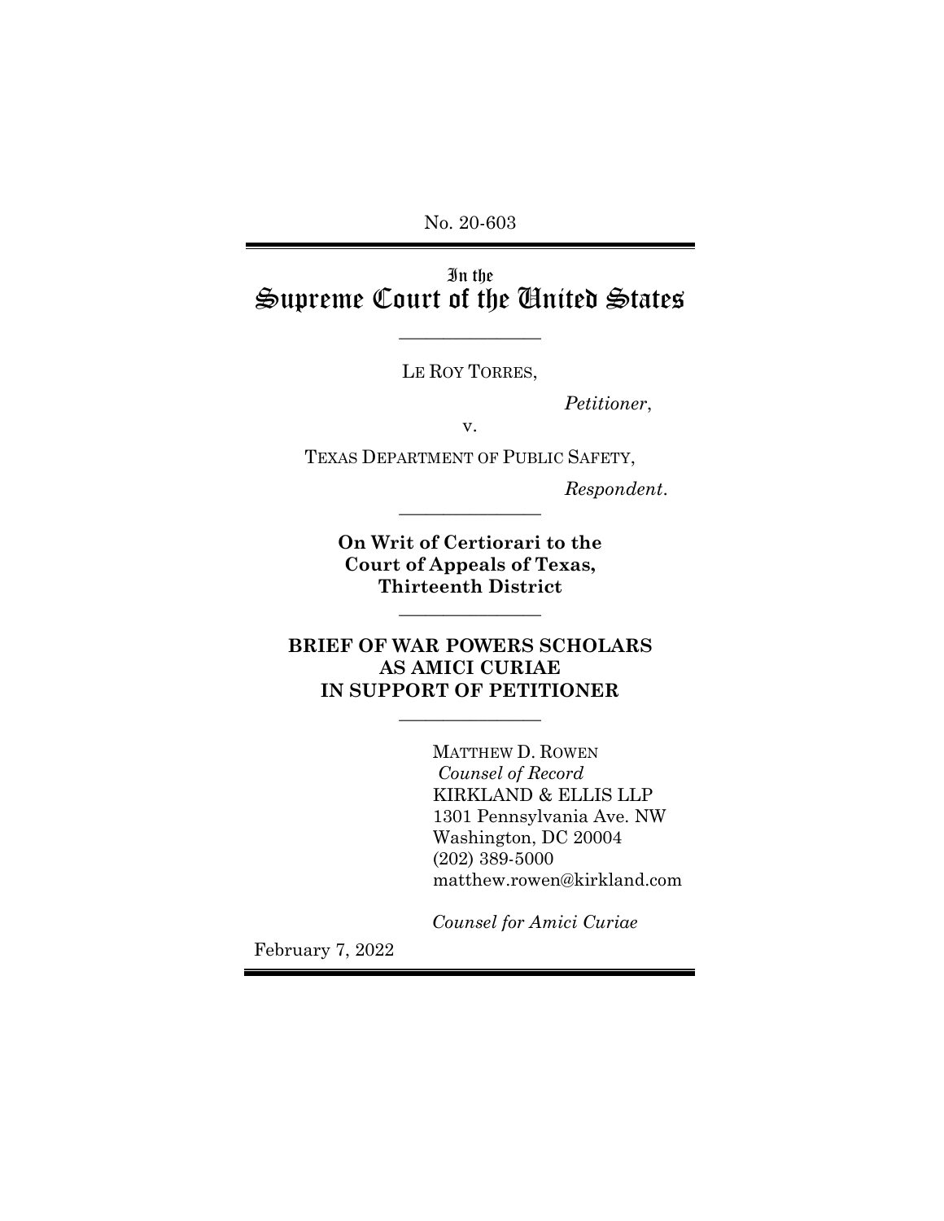No. 20-603

# In the Supreme Court of the United States

---

LE ROY TORRES,

*Petitioner*,

v.

TEXAS DEPARTMENT OF PUBLIC SAFETY,

*Respondent*.

---

**On Writ of Certiorari to the Court of Appeals of Texas, Thirteenth District**

---

**BRIEF OF WAR POWERS SCHOLARS AS AMICI CURIAE IN SUPPORT OF PETITIONER**

---

MATTHEW D. ROWEN
*Counsel of Record*
KIRKLAND & ELLIS LLP
1301 Pennsylvania Ave. NW
Washington, DC 20004
(202) 389-5000
matthew.rowen@kirkland.com

*Counsel for Amici Curiae*

February 7, 2022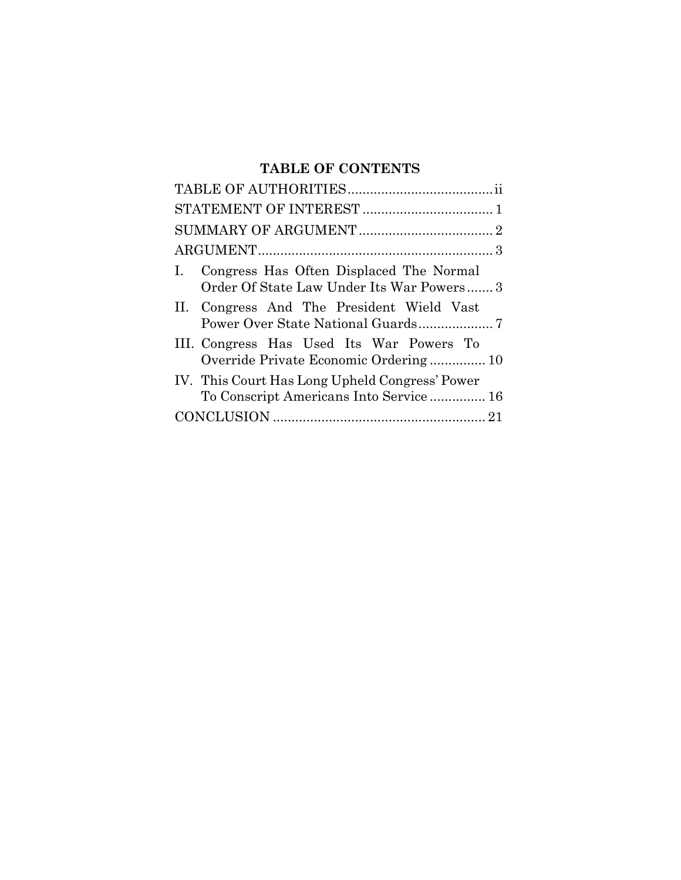## TABLE OF CONTENTS

TABLE OF AUTHORITIES ....................................... ii

STATEMENT OF INTEREST ................................... 1

SUMMARY OF ARGUMENT .................................... 2

ARGUMENT ............................................................... 3

I. Congress Has Often Displaced The Normal Order Of State Law Under Its War Powers ....... 3

II. Congress And The President Wield Vast Power Over State National Guards .................... 7

III. Congress Has Used Its War Powers To Override Private Economic Ordering ............... 10

IV. This Court Has Long Upheld Congress' Power To Conscript Americans Into Service ............... 16

CONCLUSION ......................................................... 21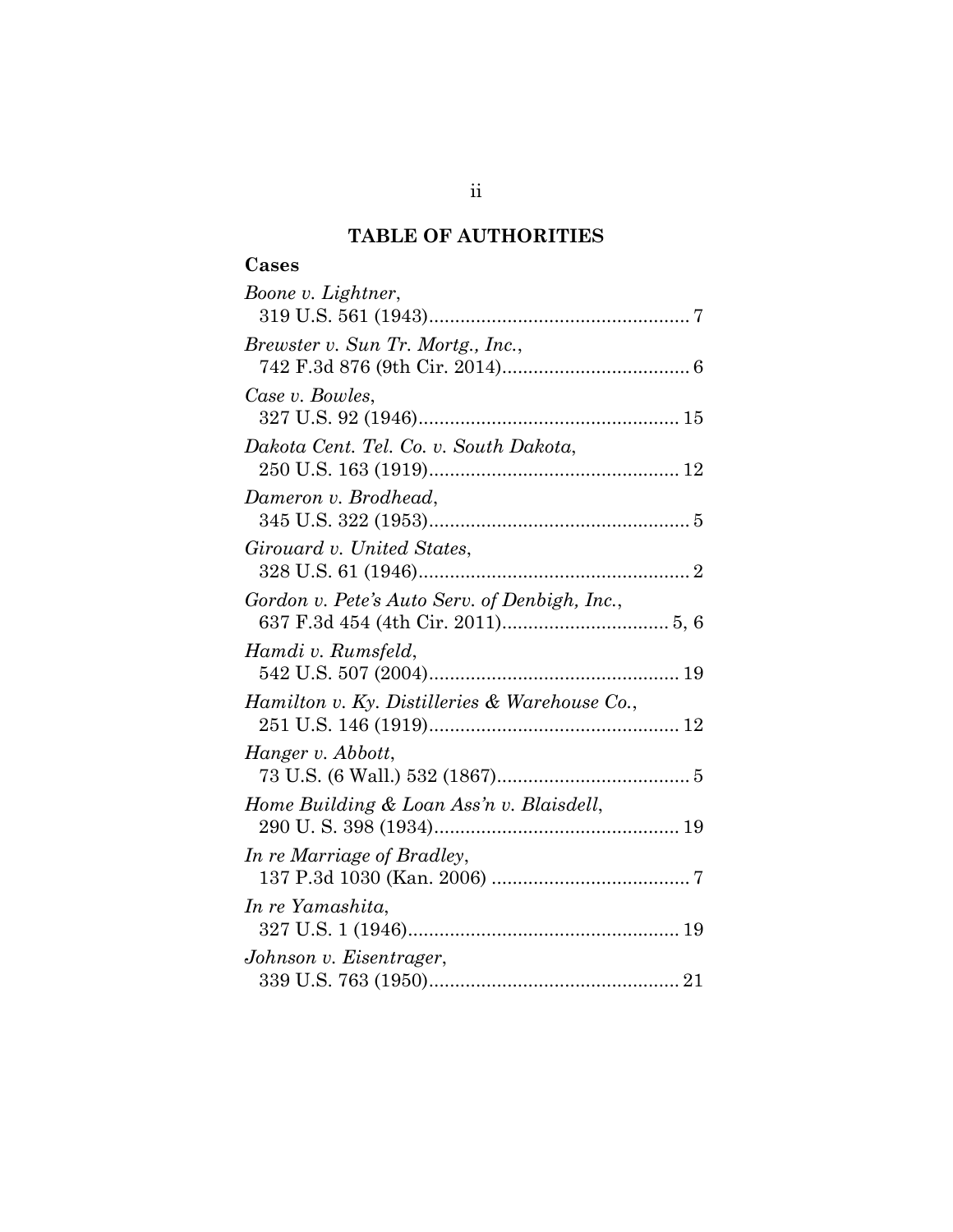## TABLE OF AUTHORITIES

### Cases

*Boone v. Lightner*,
319 U.S. 561 (1943) .................................................. 7

*Brewster v. Sun Tr. Mortg., Inc.*,
742 F.3d 876 (9th Cir. 2014) .................................... 6

*Case v. Bowles*,
327 U.S. 92 (1946) .................................................. 15

*Dakota Cent. Tel. Co. v. South Dakota*,
250 U.S. 163 (1919) ................................................ 12

*Dameron v. Brodhead*,
345 U.S. 322 (1953) .................................................. 5

*Girouard v. United States*,
328 U.S. 61 (1946) .................................................... 2

*Gordon v. Pete's Auto Serv. of Denbigh, Inc.*,
637 F.3d 454 (4th Cir. 2011) ................................ 5, 6

*Hamdi v. Rumsfeld*,
542 U.S. 507 (2004) ................................................ 19

*Hamilton v. Ky. Distilleries & Warehouse Co.*,
251 U.S. 146 (1919) ................................................ 12

*Hanger v. Abbott*,
73 U.S. (6 Wall.) 532 (1867) ..................................... 5

*Home Building & Loan Ass'n v. Blaisdell*,
290 U. S. 398 (1934) ............................................... 19

*In re Marriage of Bradley*,
137 P.3d 1030 (Kan. 2006) ...................................... 7

*In re Yamashita*,
327 U.S. 1 (1946) .................................................... 19

*Johnson v. Eisentrager*,
339 U.S. 763 (1950) ................................................ 21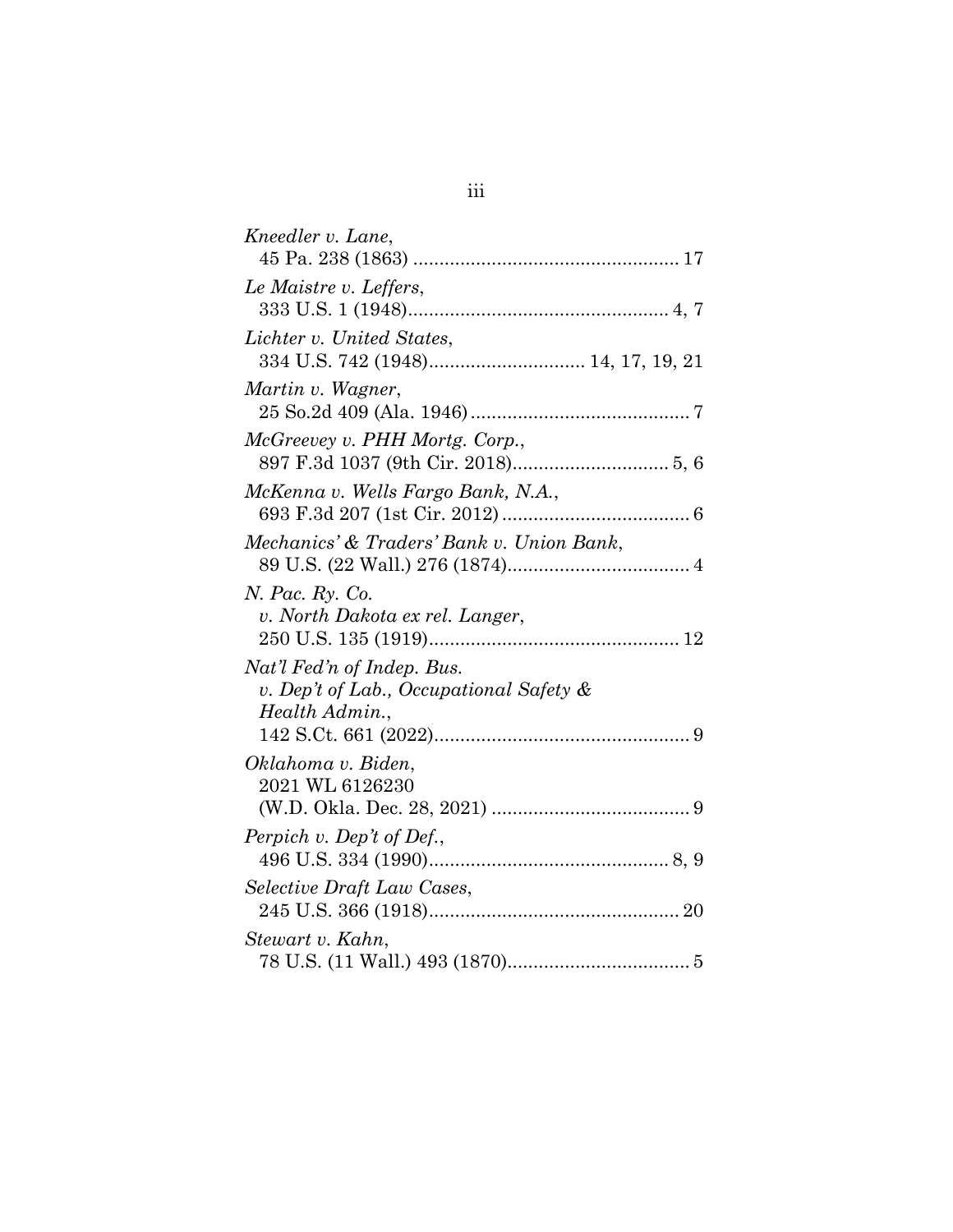*Kneedler v. Lane*,
45 Pa. 238 (1863) .................................................. 17

*Le Maistre v. Leffers*,
333 U.S. 1 (1948).................................................. 4, 7

*Lichter v. United States*,
334 U.S. 742 (1948)............................. 14, 17, 19, 21

*Martin v. Wagner*,
25 So.2d 409 (Ala. 1946) .......................................... 7

*McGreevey v. PHH Mortg. Corp.*,
897 F.3d 1037 (9th Cir. 2018)............................. 5, 6

*McKenna v. Wells Fargo Bank, N.A.*,
693 F.3d 207 (1st Cir. 2012) .................................... 6

*Mechanics' & Traders' Bank v. Union Bank*,
89 U.S. (22 Wall.) 276 (1874)................................... 4

*N. Pac. Ry. Co.*
*v. North Dakota ex rel. Langer*,
250 U.S. 135 (1919)................................................ 12

*Nat'l Fed'n of Indep. Bus.*
*v. Dep't of Lab., Occupational Safety &*
*Health Admin.*,
142 S.Ct. 661 (2022)................................................. 9

*Oklahoma v. Biden*,
2021 WL 6126230
(W.D. Okla. Dec. 28, 2021) ...................................... 9

*Perpich v. Dep't of Def.*,
496 U.S. 334 (1990).............................................. 8, 9

*Selective Draft Law Cases*,
245 U.S. 366 (1918)................................................ 20

*Stewart v. Kahn*,
78 U.S. (11 Wall.) 493 (1870)................................... 5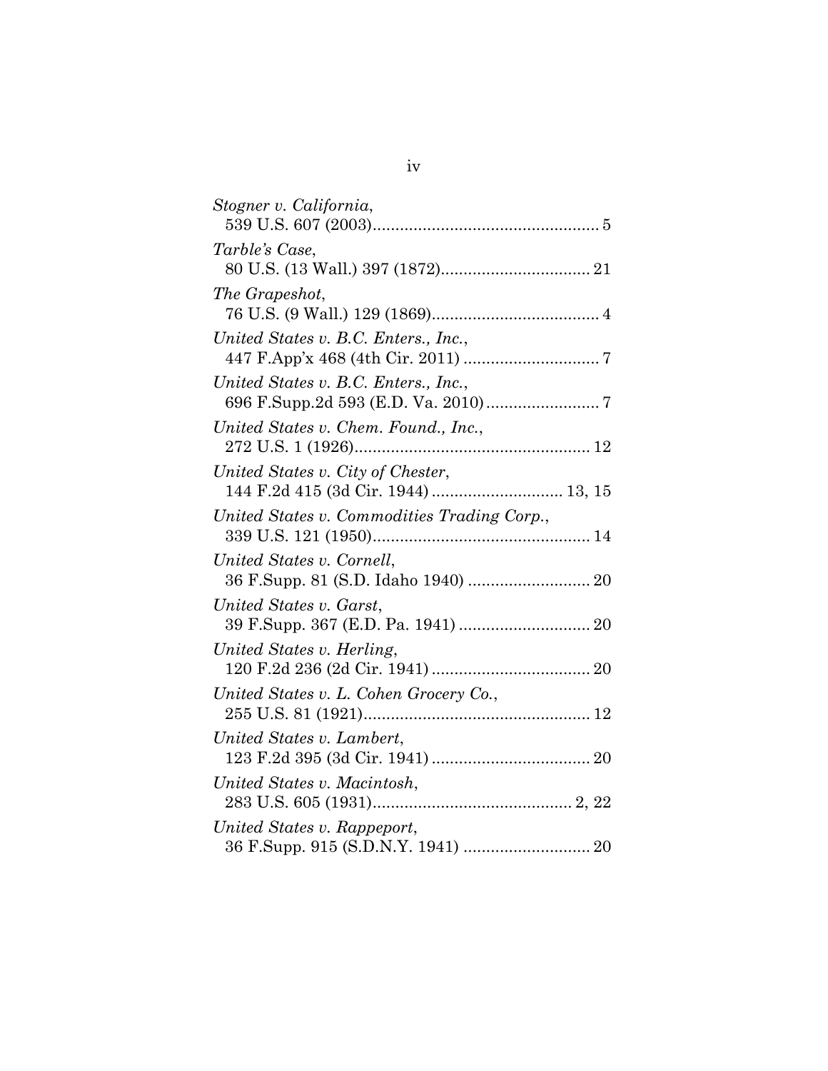*Stogner v. California*,
539 U.S. 607 (2003)................................................. 5

*Tarble's Case*,
80 U.S. (13 Wall.) 397 (1872)................................ 21

*The Grapeshot*,
76 U.S. (9 Wall.) 129 (1869).................................... 4

*United States v. B.C. Enters., Inc.*,
447 F.App'x 468 (4th Cir. 2011) ............................. 7

*United States v. B.C. Enters., Inc.*,
696 F.Supp.2d 593 (E.D. Va. 2010)......................... 7

*United States v. Chem. Found., Inc.*,
272 U.S. 1 (1926)................................................... 12

*United States v. City of Chester*,
144 F.2d 415 (3d Cir. 1944) ............................ 13, 15

*United States v. Commodities Trading Corp.*,
339 U.S. 121 (1950)................................................ 14

*United States v. Cornell*,
36 F.Supp. 81 (S.D. Idaho 1940) .......................... 20

*United States v. Garst*,
39 F.Supp. 367 (E.D. Pa. 1941) ............................ 20

*United States v. Herling*,
120 F.2d 236 (2d Cir. 1941) .................................. 20

*United States v. L. Cohen Grocery Co.*,
255 U.S. 81 (1921).................................................. 12

*United States v. Lambert*,
123 F.2d 395 (3d Cir. 1941) .................................. 20

*United States v. Macintosh*,
283 U.S. 605 (1931)........................................... 2, 22

*United States v. Rappeport*,
36 F.Supp. 915 (S.D.N.Y. 1941) ........................... 20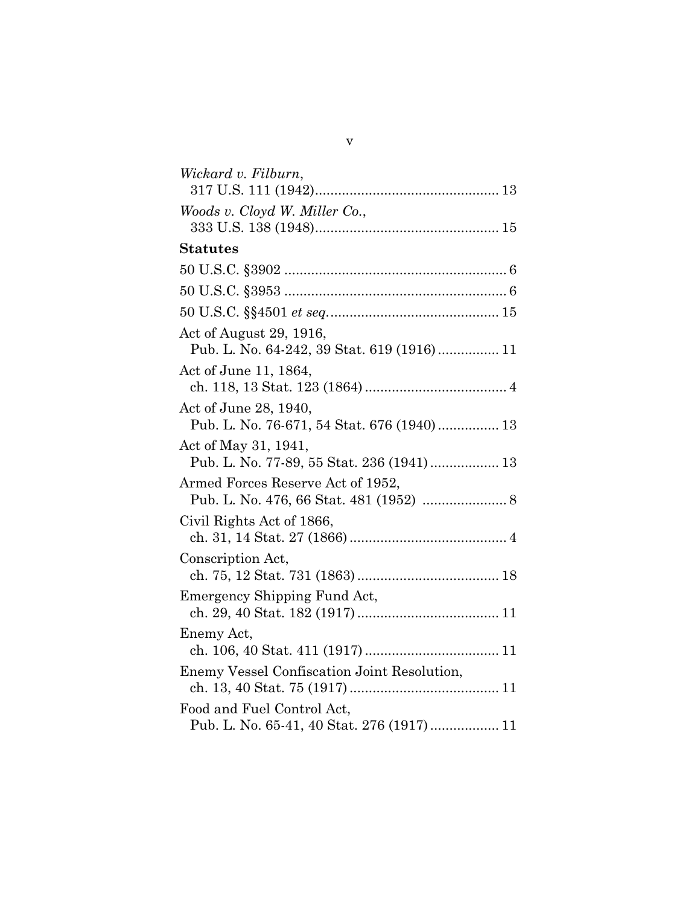*Wickard v. Filburn*,
317 U.S. 111 (1942)................................................ 13

*Woods v. Cloyd W. Miller Co.*,
333 U.S. 138 (1948)................................................ 15

**Statutes**

50 U.S.C. §3902 .......................................................... 6

50 U.S.C. §3953 .......................................................... 6

50 U.S.C. §§4501 *et seq.*............................................ 15

Act of August 29, 1916,
Pub. L. No. 64-242, 39 Stat. 619 (1916)................ 11

Act of June 11, 1864,
ch. 118, 13 Stat. 123 (1864)..................................... 4

Act of June 28, 1940,
Pub. L. No. 76-671, 54 Stat. 676 (1940)................ 13

Act of May 31, 1941,
Pub. L. No. 77-89, 55 Stat. 236 (1941).................. 13

Armed Forces Reserve Act of 1952,
Pub. L. No. 476, 66 Stat. 481 (1952) ...................... 8

Civil Rights Act of 1866,
ch. 31, 14 Stat. 27 (1866)......................................... 4

Conscription Act,
ch. 75, 12 Stat. 731 (1863)..................................... 18

Emergency Shipping Fund Act,
ch. 29, 40 Stat. 182 (1917)..................................... 11

Enemy Act,
ch. 106, 40 Stat. 411 (1917)................................... 11

Enemy Vessel Confiscation Joint Resolution,
ch. 13, 40 Stat. 75 (1917)....................................... 11

Food and Fuel Control Act,
Pub. L. No. 65-41, 40 Stat. 276 (1917).................. 11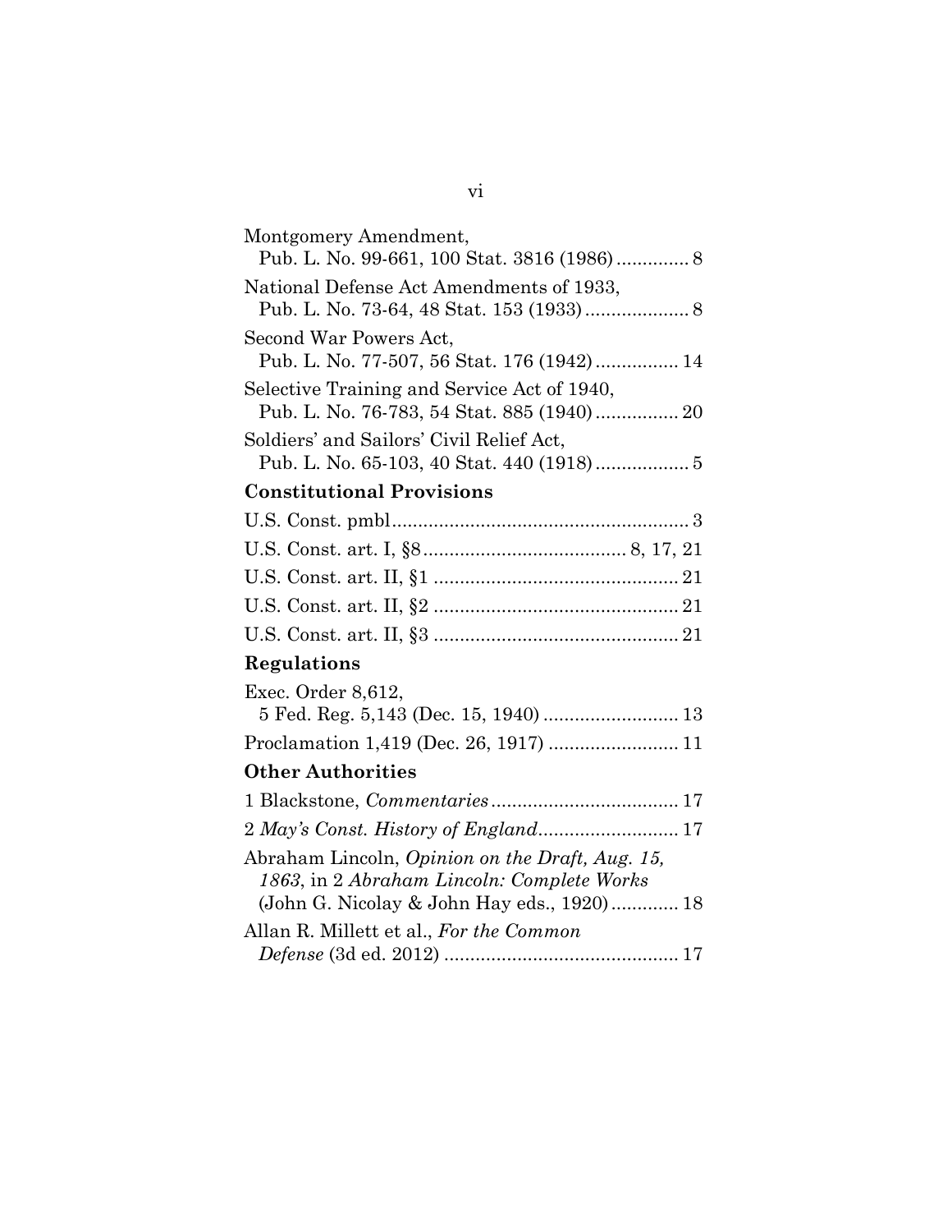Montgomery Amendment,
Pub. L. No. 99-661, 100 Stat. 3816 (1986) .............. 8

National Defense Act Amendments of 1933,
Pub. L. No. 73-64, 48 Stat. 153 (1933) .................... 8

Second War Powers Act,
Pub. L. No. 77-507, 56 Stat. 176 (1942) ................ 14

Selective Training and Service Act of 1940,
Pub. L. No. 76-783, 54 Stat. 885 (1940) ................ 20

Soldiers' and Sailors' Civil Relief Act,
Pub. L. No. 65-103, 40 Stat. 440 (1918) .................. 5

**Constitutional Provisions**

U.S. Const. pmbl ......................................................... 3

U.S. Const. art. I, §8 ...................................... 8, 17, 21

U.S. Const. art. II, §1 ............................................... 21

U.S. Const. art. II, §2 ............................................... 21

U.S. Const. art. II, §3 ............................................... 21

**Regulations**

Exec. Order 8,612,
5 Fed. Reg. 5,143 (Dec. 15, 1940) .......................... 13

Proclamation 1,419 (Dec. 26, 1917) ......................... 11

**Other Authorities**

1 Blackstone, *Commentaries* .................................... 17

2 *May's Const. History of England* ........................... 17

Abraham Lincoln, *Opinion on the Draft, Aug. 15, 1863*, in 2 *Abraham Lincoln: Complete Works* (John G. Nicolay & John Hay eds., 1920) ............. 18

Allan R. Millett et al., *For the Common Defense* (3d ed. 2012) ............................................. 17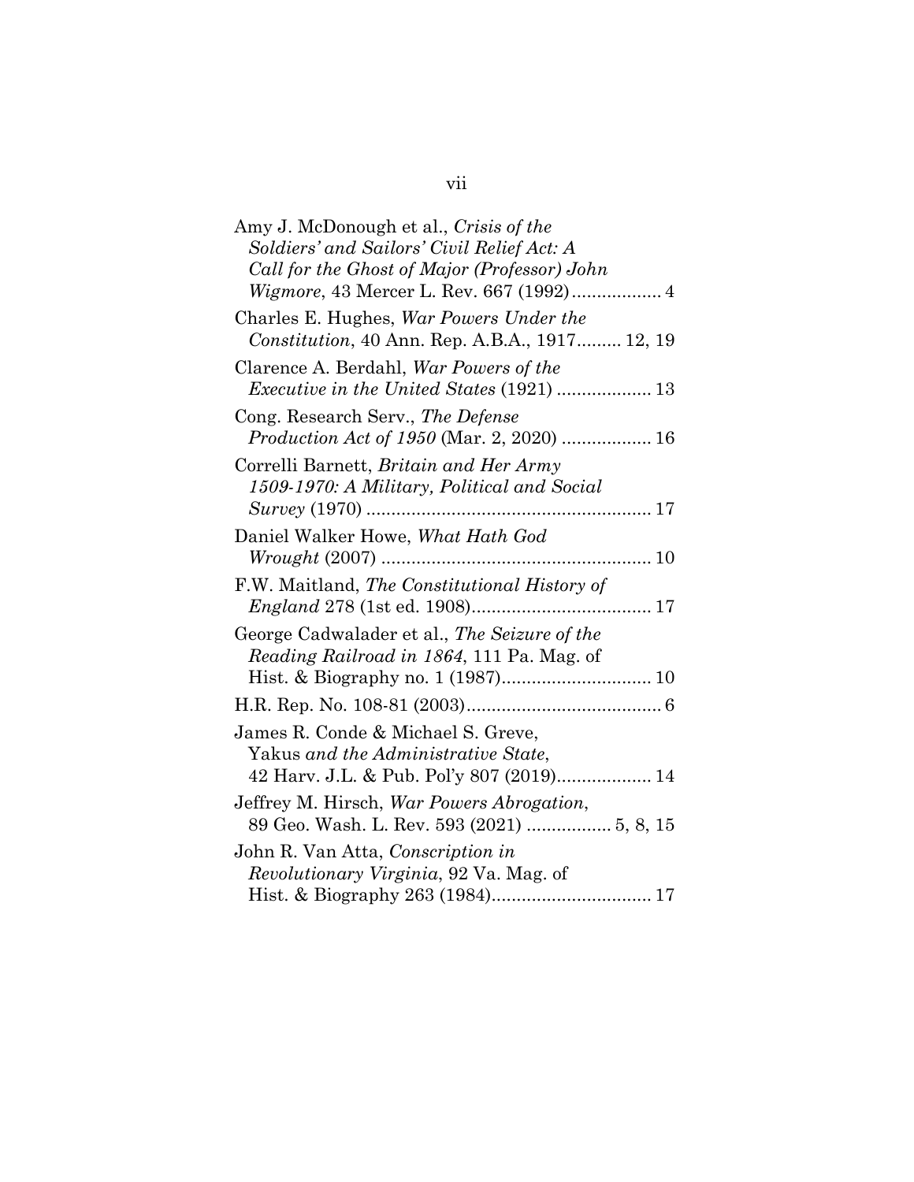Amy J. McDonough et al., *Crisis of the Soldiers' and Sailors' Civil Relief Act: A Call for the Ghost of Major (Professor) John Wigmore*, 43 Mercer L. Rev. 667 (1992).................. 4

Charles E. Hughes, *War Powers Under the Constitution*, 40 Ann. Rep. A.B.A., 1917......... 12, 19

Clarence A. Berdahl, *War Powers of the Executive in the United States* (1921) ................... 13

Cong. Research Serv., *The Defense Production Act of 1950* (Mar. 2, 2020) .................. 16

Correlli Barnett, *Britain and Her Army 1509-1970: A Military, Political and Social Survey* (1970) ......................................................... 17

Daniel Walker Howe, *What Hath God Wrought* (2007) ...................................................... 10

F.W. Maitland, *The Constitutional History of England* 278 (1st ed. 1908).................................... 17

George Cadwalader et al., *The Seizure of the Reading Railroad in 1864*, 111 Pa. Mag. of Hist. & Biography no. 1 (1987).............................. 10

H.R. Rep. No. 108-81 (2003)....................................... 6

James R. Conde & Michael S. Greve, Yakus *and the Administrative State*, 42 Harv. J.L. & Pub. Pol'y 807 (2019)................... 14

Jeffrey M. Hirsch, *War Powers Abrogation*, 89 Geo. Wash. L. Rev. 593 (2021) ................. 5, 8, 15

John R. Van Atta, *Conscription in Revolutionary Virginia*, 92 Va. Mag. of Hist. & Biography 263 (1984)................................ 17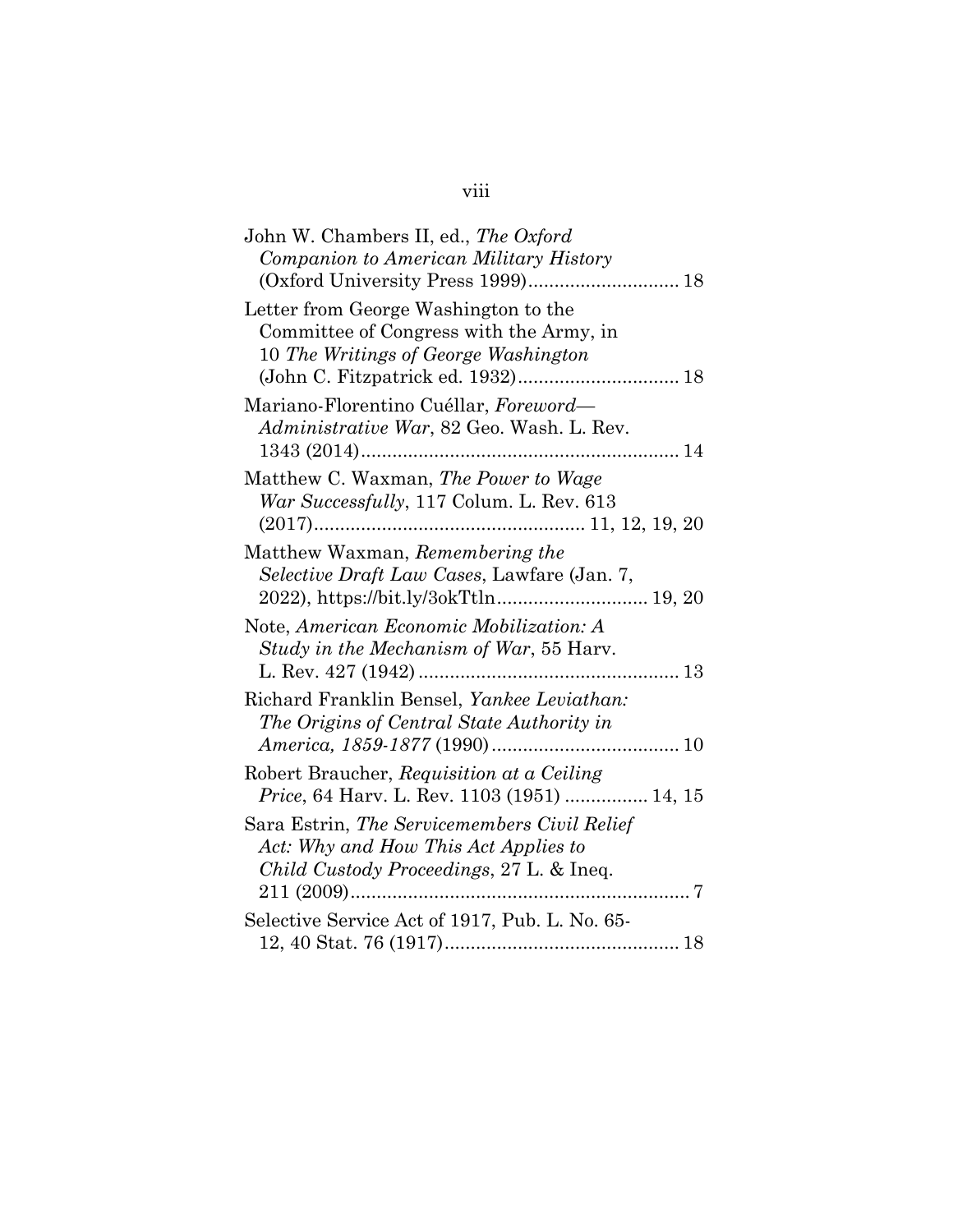John W. Chambers II, ed., *The Oxford Companion to American Military History* (Oxford University Press 1999)............................ 18

Letter from George Washington to the Committee of Congress with the Army, in 10 *The Writings of George Washington* (John C. Fitzpatrick ed. 1932)............................... 18

Mariano-Florentino Cuéllar, *Foreword—Administrative War*, 82 Geo. Wash. L. Rev. 1343 (2014)............................................................. 14

Matthew C. Waxman, *The Power to Wage War Successfully*, 117 Colum. L. Rev. 613 (2017).................................................... 11, 12, 19, 20

Matthew Waxman, *Remembering the Selective Draft Law Cases*, Lawfare (Jan. 7, 2022), https://bit.ly/3okTtln............................ 19, 20

Note, *American Economic Mobilization: A Study in the Mechanism of War*, 55 Harv. L. Rev. 427 (1942).................................................. 13

Richard Franklin Bensel, *Yankee Leviathan: The Origins of Central State Authority in America, 1859-1877* (1990).................................... 10

Robert Braucher, *Requisition at a Ceiling Price*, 64 Harv. L. Rev. 1103 (1951) ................ 14, 15

Sara Estrin, *The Servicemembers Civil Relief Act: Why and How This Act Applies to Child Custody Proceedings*, 27 L. & Ineq. 211 (2009)................................................................. 7

Selective Service Act of 1917, Pub. L. No. 65-12, 40 Stat. 76 (1917)............................................ 18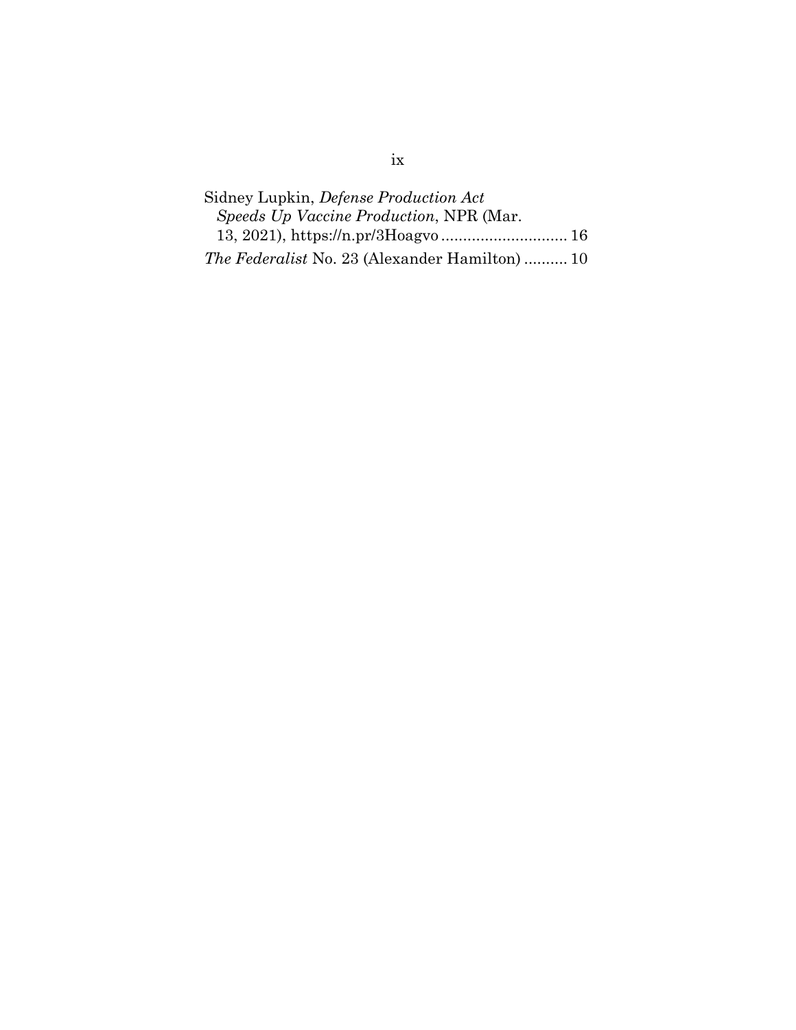Sidney Lupkin, *Defense Production Act Speeds Up Vaccine Production*, NPR (Mar. 13, 2021), https://n.pr/3Hoagvo ............................ 16

*The Federalist* No. 23 (Alexander Hamilton) .......... 10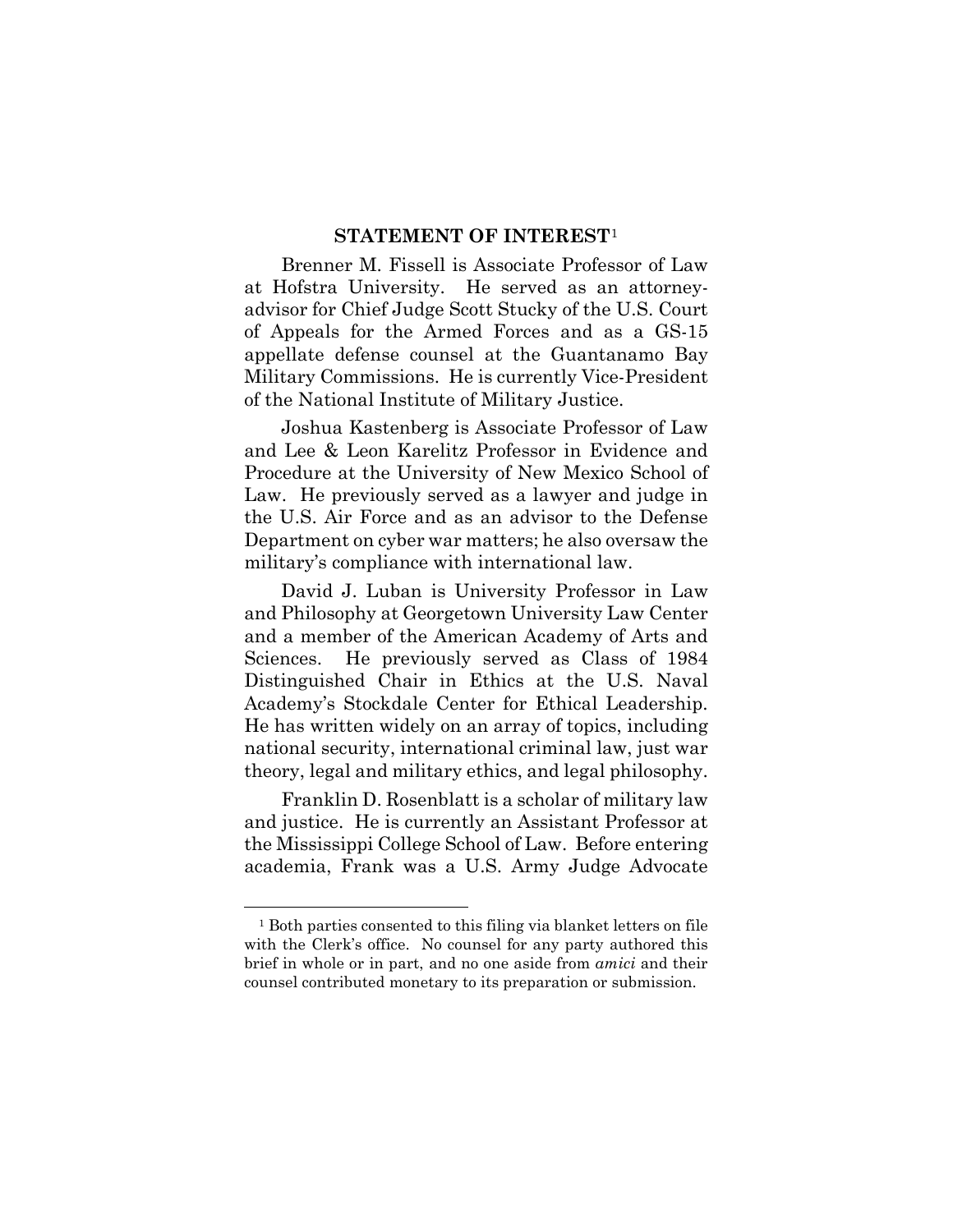## STATEMENT OF INTEREST[1]

Brenner M. Fissell is Associate Professor of Law at Hofstra University. He served as an attorney-advisor for Chief Judge Scott Stucky of the U.S. Court of Appeals for the Armed Forces and as a GS-15 appellate defense counsel at the Guantanamo Bay Military Commissions. He is currently Vice-President of the National Institute of Military Justice.

Joshua Kastenberg is Associate Professor of Law and Lee & Leon Karelitz Professor in Evidence and Procedure at the University of New Mexico School of Law. He previously served as a lawyer and judge in the U.S. Air Force and as an advisor to the Defense Department on cyber war matters; he also oversaw the military's compliance with international law.

David J. Luban is University Professor in Law and Philosophy at Georgetown University Law Center and a member of the American Academy of Arts and Sciences. He previously served as Class of 1984 Distinguished Chair in Ethics at the U.S. Naval Academy's Stockdale Center for Ethical Leadership. He has written widely on an array of topics, including national security, international criminal law, just war theory, legal and military ethics, and legal philosophy.

Franklin D. Rosenblatt is a scholar of military law and justice. He is currently an Assistant Professor at the Mississippi College School of Law. Before entering academia, Frank was a U.S. Army Judge Advocate

[1] Both parties consented to this filing via blanket letters on file with the Clerk's office. No counsel for any party authored this brief in whole or in part, and no one aside from *amici* and their counsel contributed monetary to its preparation or submission.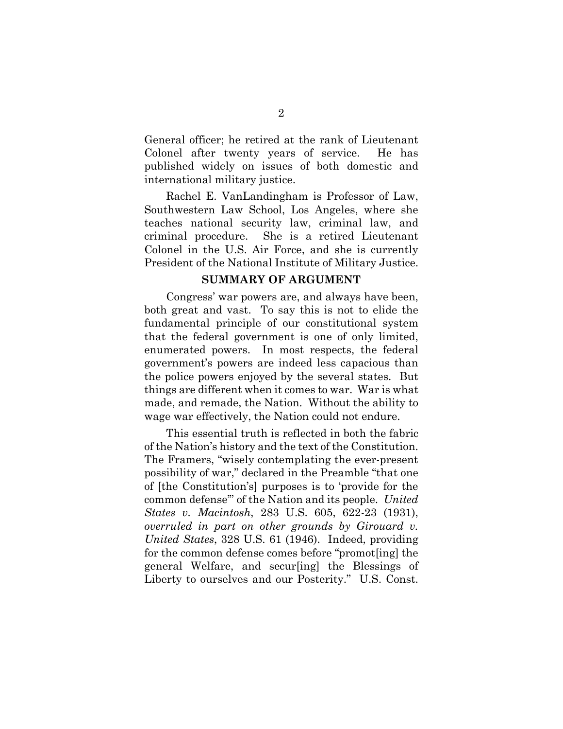General officer; he retired at the rank of Lieutenant Colonel after twenty years of service. He has published widely on issues of both domestic and international military justice.

Rachel E. VanLandingham is Professor of Law, Southwestern Law School, Los Angeles, where she teaches national security law, criminal law, and criminal procedure. She is a retired Lieutenant Colonel in the U.S. Air Force, and she is currently President of the National Institute of Military Justice.

## SUMMARY OF ARGUMENT

Congress' war powers are, and always have been, both great and vast. To say this is not to elide the fundamental principle of our constitutional system that the federal government is one of only limited, enumerated powers. In most respects, the federal government's powers are indeed less capacious than the police powers enjoyed by the several states. But things are different when it comes to war. War is what made, and remade, the Nation. Without the ability to wage war effectively, the Nation could not endure.

This essential truth is reflected in both the fabric of the Nation's history and the text of the Constitution. The Framers, "wisely contemplating the ever-present possibility of war," declared in the Preamble "that one of [the Constitution's] purposes is to 'provide for the common defense'" of the Nation and its people. *United States v. Macintosh*, 283 U.S. 605, 622-23 (1931), *overruled in part on other grounds by Girouard v. United States*, 328 U.S. 61 (1946). Indeed, providing for the common defense comes before "promot[ing] the general Welfare, and secur[ing] the Blessings of Liberty to ourselves and our Posterity." U.S. Const.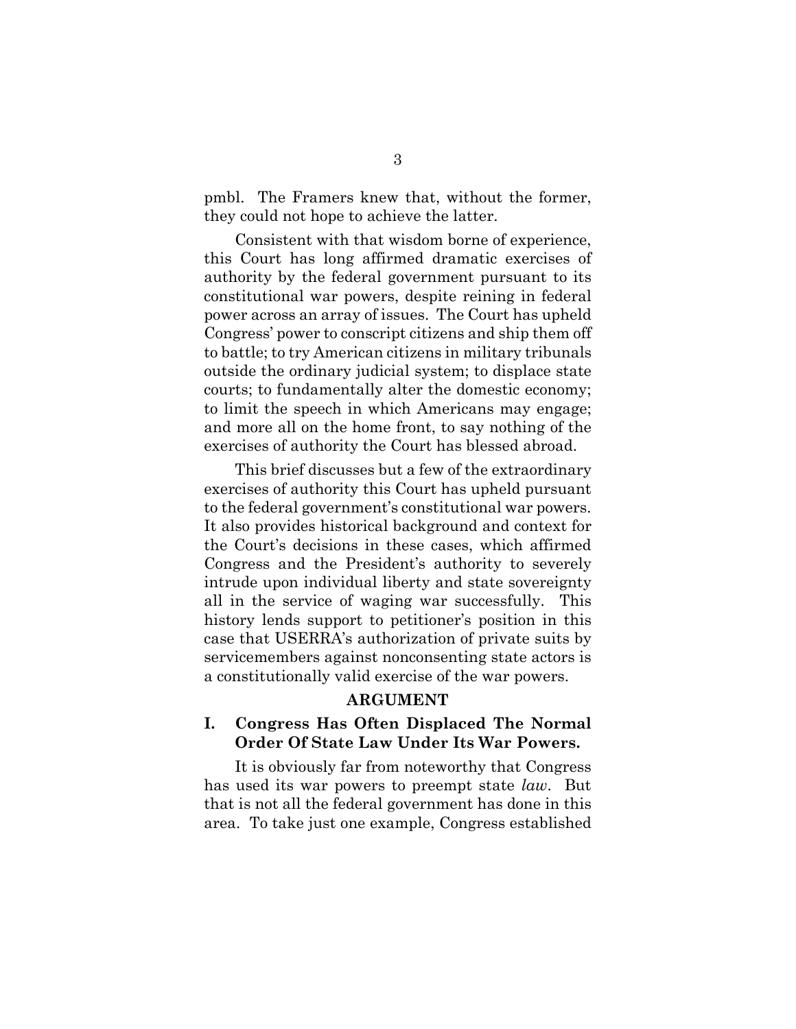pmbl. The Framers knew that, without the former, they could not hope to achieve the latter.

Consistent with that wisdom borne of experience, this Court has long affirmed dramatic exercises of authority by the federal government pursuant to its constitutional war powers, despite reining in federal power across an array of issues. The Court has upheld Congress' power to conscript citizens and ship them off to battle; to try American citizens in military tribunals outside the ordinary judicial system; to displace state courts; to fundamentally alter the domestic economy; to limit the speech in which Americans may engage; and more all on the home front, to say nothing of the exercises of authority the Court has blessed abroad.

This brief discusses but a few of the extraordinary exercises of authority this Court has upheld pursuant to the federal government's constitutional war powers. It also provides historical background and context for the Court's decisions in these cases, which affirmed Congress and the President's authority to severely intrude upon individual liberty and state sovereignty all in the service of waging war successfully. This history lends support to petitioner's position in this case that USERRA's authorization of private suits by servicemembers against nonconsenting state actors is a constitutionally valid exercise of the war powers.

## ARGUMENT

### I. Congress Has Often Displaced The Normal Order Of State Law Under Its War Powers.

It is obviously far from noteworthy that Congress has used its war powers to preempt state *law*. But that is not all the federal government has done in this area. To take just one example, Congress established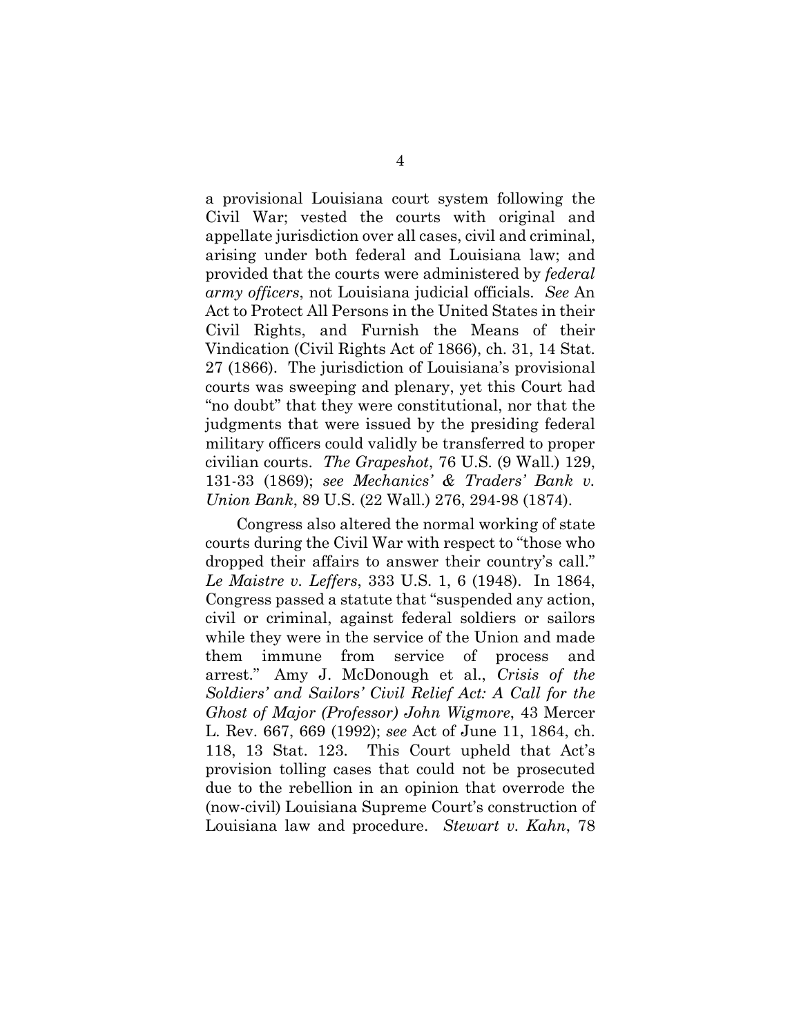a provisional Louisiana court system following the Civil War; vested the courts with original and appellate jurisdiction over all cases, civil and criminal, arising under both federal and Louisiana law; and provided that the courts were administered by *federal army officers*, not Louisiana judicial officials. *See* An Act to Protect All Persons in the United States in their Civil Rights, and Furnish the Means of their Vindication (Civil Rights Act of 1866), ch. 31, 14 Stat. 27 (1866). The jurisdiction of Louisiana's provisional courts was sweeping and plenary, yet this Court had "no doubt" that they were constitutional, nor that the judgments that were issued by the presiding federal military officers could validly be transferred to proper civilian courts. *The Grapeshot*, 76 U.S. (9 Wall.) 129, 131-33 (1869); *see Mechanics' & Traders' Bank v. Union Bank*, 89 U.S. (22 Wall.) 276, 294-98 (1874).

Congress also altered the normal working of state courts during the Civil War with respect to "those who dropped their affairs to answer their country's call." *Le Maistre v. Leffers*, 333 U.S. 1, 6 (1948). In 1864, Congress passed a statute that "suspended any action, civil or criminal, against federal soldiers or sailors while they were in the service of the Union and made them immune from service of process and arrest." Amy J. McDonough et al., *Crisis of the Soldiers' and Sailors' Civil Relief Act: A Call for the Ghost of Major (Professor) John Wigmore*, 43 Mercer L. Rev. 667, 669 (1992); *see* Act of June 11, 1864, ch. 118, 13 Stat. 123. This Court upheld that Act's provision tolling cases that could not be prosecuted due to the rebellion in an opinion that overrode the (now-civil) Louisiana Supreme Court's construction of Louisiana law and procedure. *Stewart v. Kahn*, 78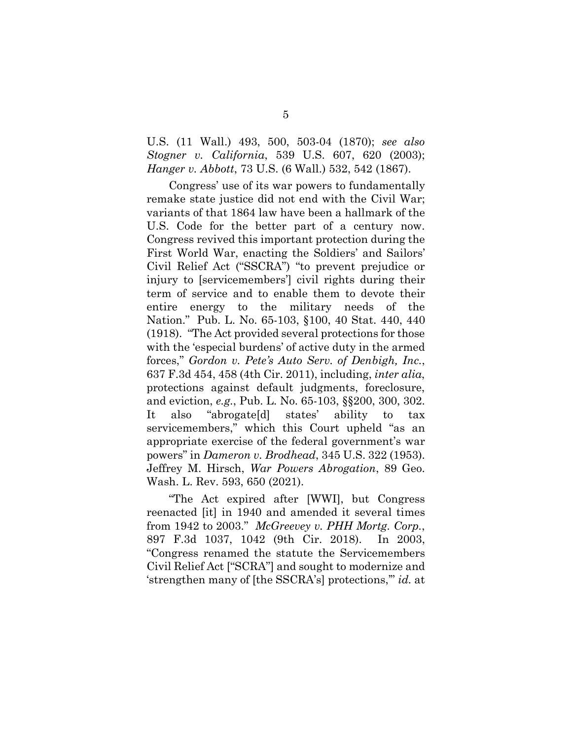U.S. (11 Wall.) 493, 500, 503-04 (1870); *see also Stogner v. California*, 539 U.S. 607, 620 (2003); *Hanger v. Abbott*, 73 U.S. (6 Wall.) 532, 542 (1867).

Congress' use of its war powers to fundamentally remake state justice did not end with the Civil War; variants of that 1864 law have been a hallmark of the U.S. Code for the better part of a century now. Congress revived this important protection during the First World War, enacting the Soldiers' and Sailors' Civil Relief Act ("SSCRA") "to prevent prejudice or injury to [servicemembers'] civil rights during their term of service and to enable them to devote their entire energy to the military needs of the Nation." Pub. L. No. 65-103, §100, 40 Stat. 440, 440 (1918). "The Act provided several protections for those with the 'especial burdens' of active duty in the armed forces," *Gordon v. Pete's Auto Serv. of Denbigh, Inc.*, 637 F.3d 454, 458 (4th Cir. 2011), including, *inter alia*, protections against default judgments, foreclosure, and eviction, *e.g.*, Pub. L. No. 65-103, §§200, 300, 302. It also "abrogate[d] states' ability to tax servicemembers," which this Court upheld "as an appropriate exercise of the federal government's war powers" in *Dameron v. Brodhead*, 345 U.S. 322 (1953). Jeffrey M. Hirsch, *War Powers Abrogation*, 89 Geo. Wash. L. Rev. 593, 650 (2021).

"The Act expired after [WWI], but Congress reenacted [it] in 1940 and amended it several times from 1942 to 2003." *McGreevey v. PHH Mortg. Corp.*, 897 F.3d 1037, 1042 (9th Cir. 2018). In 2003, "Congress renamed the statute the Servicemembers Civil Relief Act ["SCRA"] and sought to modernize and 'strengthen many of [the SSCRA's] protections,'" *id.* at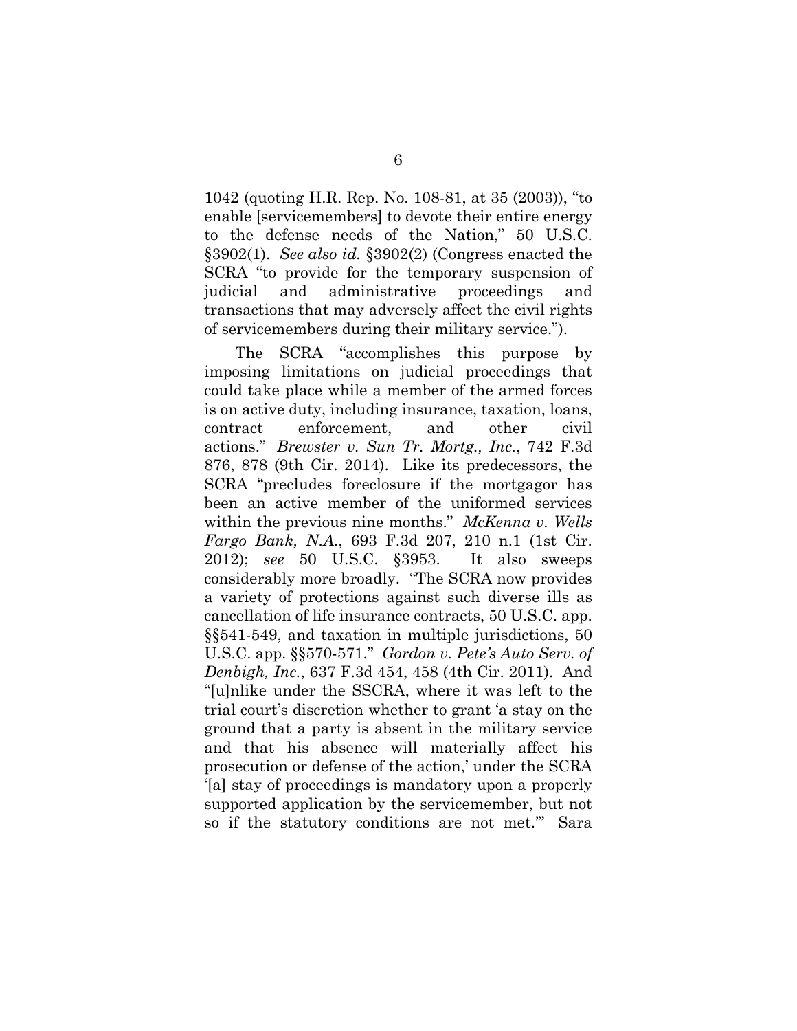1042 (quoting H.R. Rep. No. 108-81, at 35 (2003)), "to enable [servicemembers] to devote their entire energy to the defense needs of the Nation," 50 U.S.C. §3902(1). *See also id.* §3902(2) (Congress enacted the SCRA "to provide for the temporary suspension of judicial and administrative proceedings and transactions that may adversely affect the civil rights of servicemembers during their military service.").

The SCRA "accomplishes this purpose by imposing limitations on judicial proceedings that could take place while a member of the armed forces is on active duty, including insurance, taxation, loans, contract enforcement, and other civil actions." *Brewster v. Sun Tr. Mortg., Inc.*, 742 F.3d 876, 878 (9th Cir. 2014). Like its predecessors, the SCRA "precludes foreclosure if the mortgagor has been an active member of the uniformed services within the previous nine months." *McKenna v. Wells Fargo Bank, N.A.*, 693 F.3d 207, 210 n.1 (1st Cir. 2012); *see* 50 U.S.C. §3953. It also sweeps considerably more broadly. "The SCRA now provides a variety of protections against such diverse ills as cancellation of life insurance contracts, 50 U.S.C. app. §§541-549, and taxation in multiple jurisdictions, 50 U.S.C. app. §§570-571." *Gordon v. Pete's Auto Serv. of Denbigh, Inc.*, 637 F.3d 454, 458 (4th Cir. 2011). And "[u]nlike under the SSCRA, where it was left to the trial court's discretion whether to grant 'a stay on the ground that a party is absent in the military service and that his absence will materially affect his prosecution or defense of the action,' under the SCRA '[a] stay of proceedings is mandatory upon a properly supported application by the servicemember, but not so if the statutory conditions are not met.'" Sara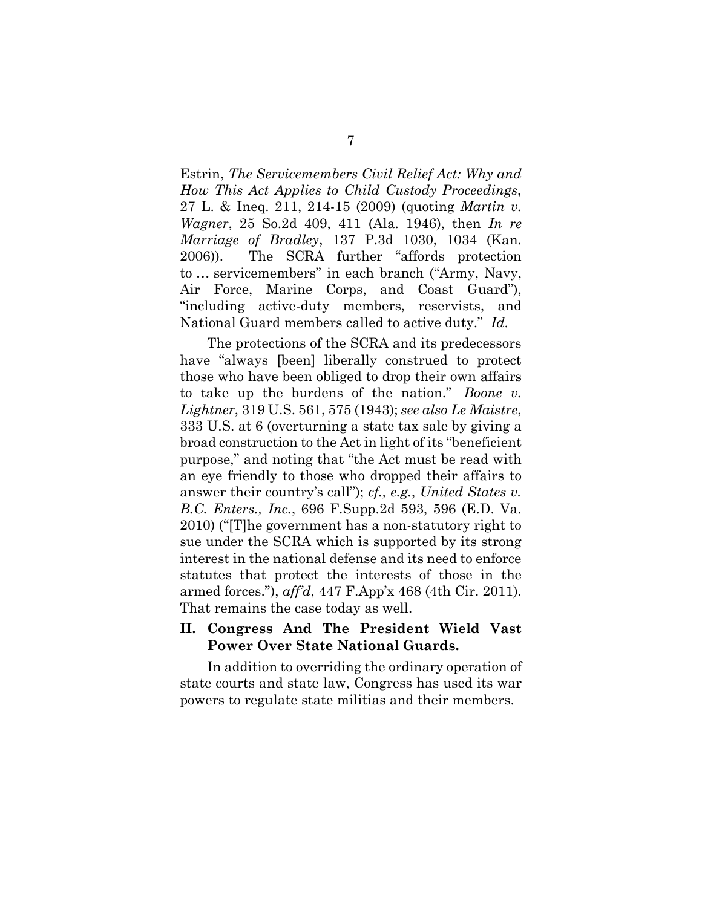Estrin, *The Servicemembers Civil Relief Act: Why and How This Act Applies to Child Custody Proceedings*, 27 L. & Ineq. 211, 214-15 (2009) (quoting *Martin v. Wagner*, 25 So.2d 409, 411 (Ala. 1946), then *In re Marriage of Bradley*, 137 P.3d 1030, 1034 (Kan. 2006)). The SCRA further "affords protection to … servicemembers" in each branch ("Army, Navy, Air Force, Marine Corps, and Coast Guard"), "including active-duty members, reservists, and National Guard members called to active duty." *Id.*

The protections of the SCRA and its predecessors have "always [been] liberally construed to protect those who have been obliged to drop their own affairs to take up the burdens of the nation." *Boone v. Lightner*, 319 U.S. 561, 575 (1943); *see also Le Maistre*, 333 U.S. at 6 (overturning a state tax sale by giving a broad construction to the Act in light of its "beneficient purpose," and noting that "the Act must be read with an eye friendly to those who dropped their affairs to answer their country's call"); *cf., e.g.*, *United States v. B.C. Enters., Inc.*, 696 F.Supp.2d 593, 596 (E.D. Va. 2010) ("[T]he government has a non-statutory right to sue under the SCRA which is supported by its strong interest in the national defense and its need to enforce statutes that protect the interests of those in the armed forces."), *aff'd*, 447 F.App'x 468 (4th Cir. 2011). That remains the case today as well.

## II. Congress And The President Wield Vast Power Over State National Guards.

In addition to overriding the ordinary operation of state courts and state law, Congress has used its war powers to regulate state militias and their members.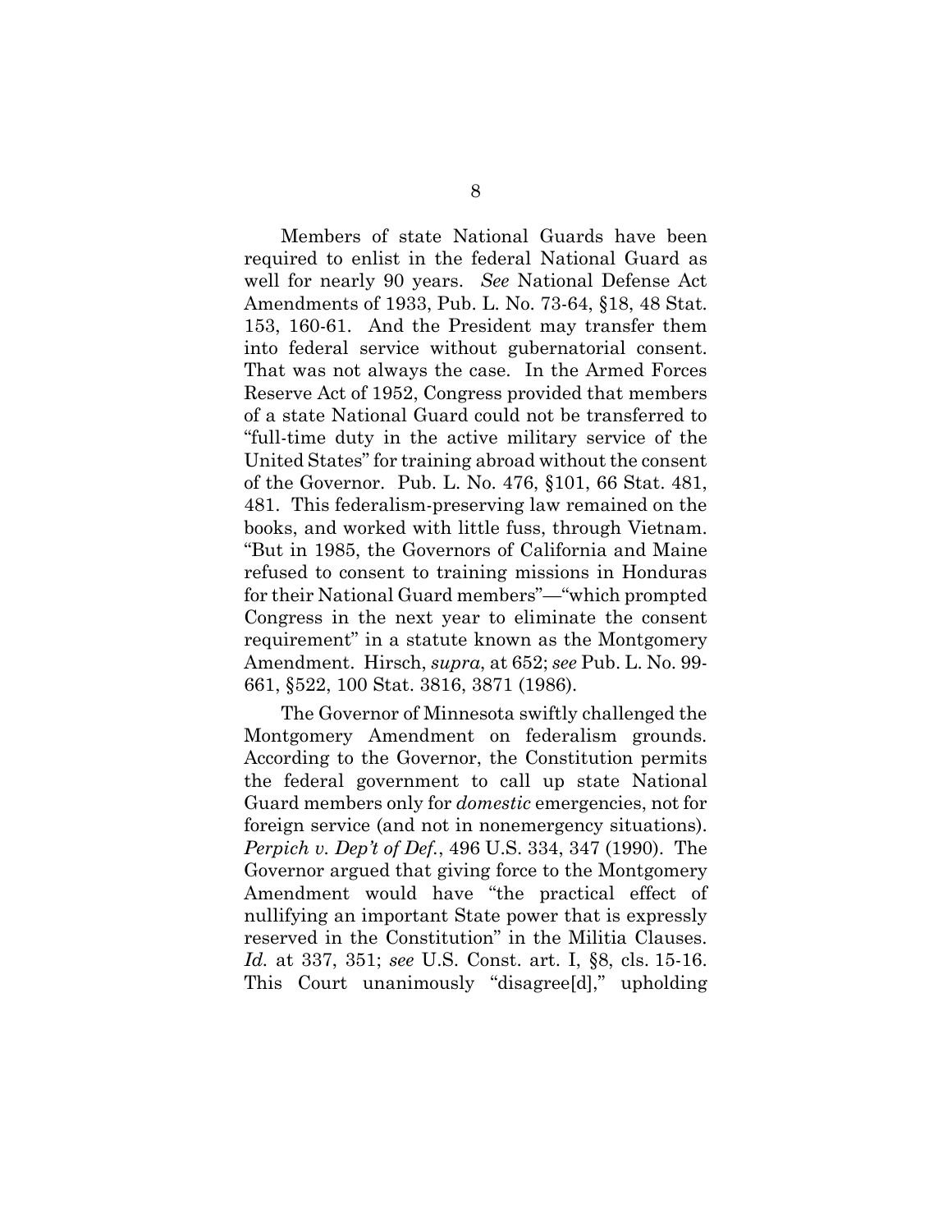Members of state National Guards have been required to enlist in the federal National Guard as well for nearly 90 years. *See* National Defense Act Amendments of 1933, Pub. L. No. 73-64, §18, 48 Stat. 153, 160-61. And the President may transfer them into federal service without gubernatorial consent. That was not always the case. In the Armed Forces Reserve Act of 1952, Congress provided that members of a state National Guard could not be transferred to "full-time duty in the active military service of the United States" for training abroad without the consent of the Governor. Pub. L. No. 476, §101, 66 Stat. 481, 481. This federalism-preserving law remained on the books, and worked with little fuss, through Vietnam. "But in 1985, the Governors of California and Maine refused to consent to training missions in Honduras for their National Guard members"—"which prompted Congress in the next year to eliminate the consent requirement" in a statute known as the Montgomery Amendment. Hirsch, *supra*, at 652; *see* Pub. L. No. 99-661, §522, 100 Stat. 3816, 3871 (1986).

The Governor of Minnesota swiftly challenged the Montgomery Amendment on federalism grounds. According to the Governor, the Constitution permits the federal government to call up state National Guard members only for *domestic* emergencies, not for foreign service (and not in nonemergency situations). *Perpich v. Dep't of Def.*, 496 U.S. 334, 347 (1990). The Governor argued that giving force to the Montgomery Amendment would have "the practical effect of nullifying an important State power that is expressly reserved in the Constitution" in the Militia Clauses. *Id.* at 337, 351; *see* U.S. Const. art. I, §8, cls. 15-16. This Court unanimously "disagree[d]," upholding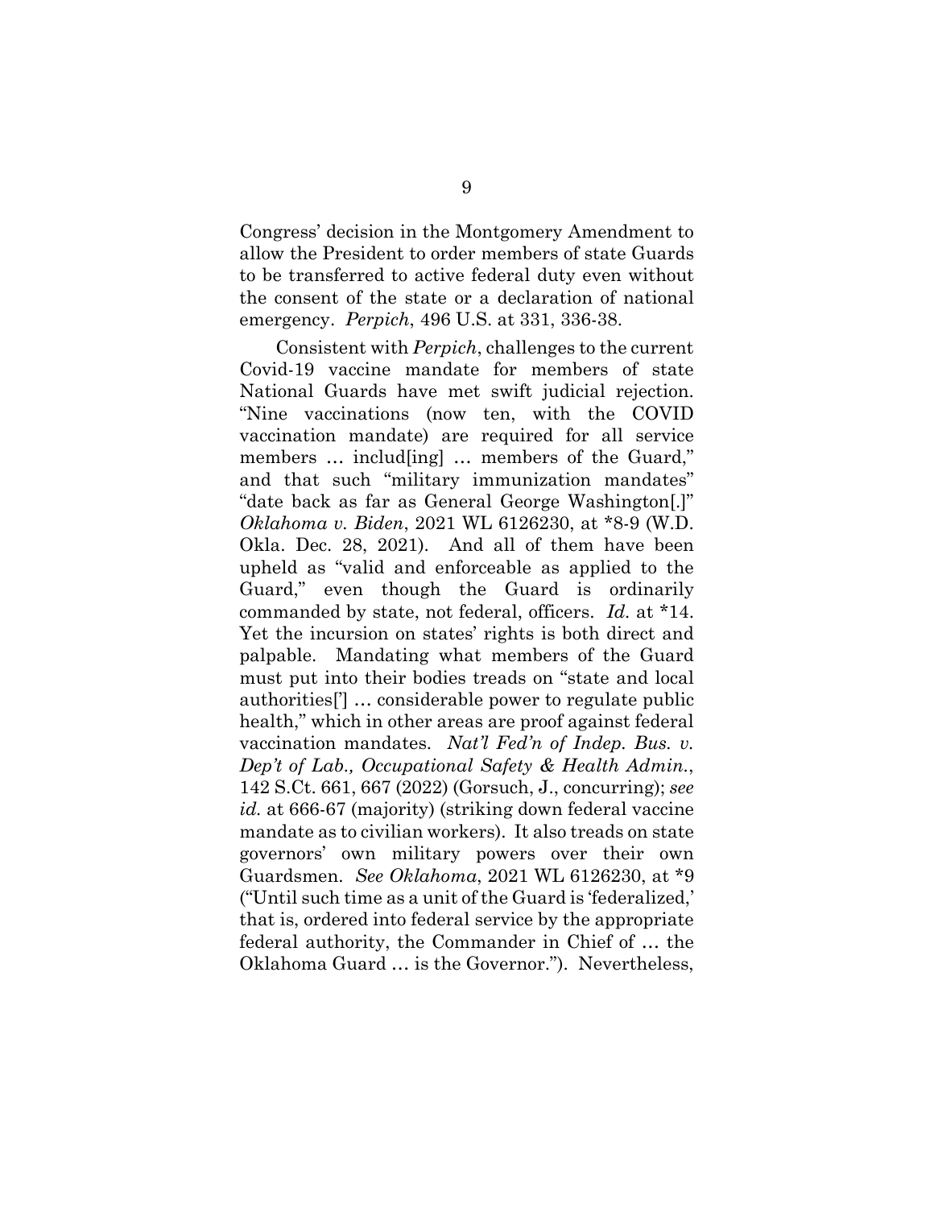Congress' decision in the Montgomery Amendment to allow the President to order members of state Guards to be transferred to active federal duty even without the consent of the state or a declaration of national emergency. *Perpich*, 496 U.S. at 331, 336-38.

Consistent with *Perpich*, challenges to the current Covid-19 vaccine mandate for members of state National Guards have met swift judicial rejection. "Nine vaccinations (now ten, with the COVID vaccination mandate) are required for all service members … includ[ing] … members of the Guard," and that such "military immunization mandates" "date back as far as General George Washington[.]" *Oklahoma v. Biden*, 2021 WL 6126230, at *8-9 (W.D. Okla. Dec. 28, 2021). And all of them have been upheld as "valid and enforceable as applied to the Guard," even though the Guard is ordinarily commanded by state, not federal, officers. *Id.* at *14. Yet the incursion on states' rights is both direct and palpable. Mandating what members of the Guard must put into their bodies treads on "state and local authorities['] … considerable power to regulate public health," which in other areas are proof against federal vaccination mandates. *Nat'l Fed'n of Indep. Bus. v. Dep't of Lab., Occupational Safety & Health Admin.*, 142 S.Ct. 661, 667 (2022) (Gorsuch, J., concurring); *see id.* at 666-67 (majority) (striking down federal vaccine mandate as to civilian workers). It also treads on state governors' own military powers over their own Guardsmen. *See Oklahoma*, 2021 WL 6126230, at *9 ("Until such time as a unit of the Guard is 'federalized,' that is, ordered into federal service by the appropriate federal authority, the Commander in Chief of … the Oklahoma Guard … is the Governor."). Nevertheless,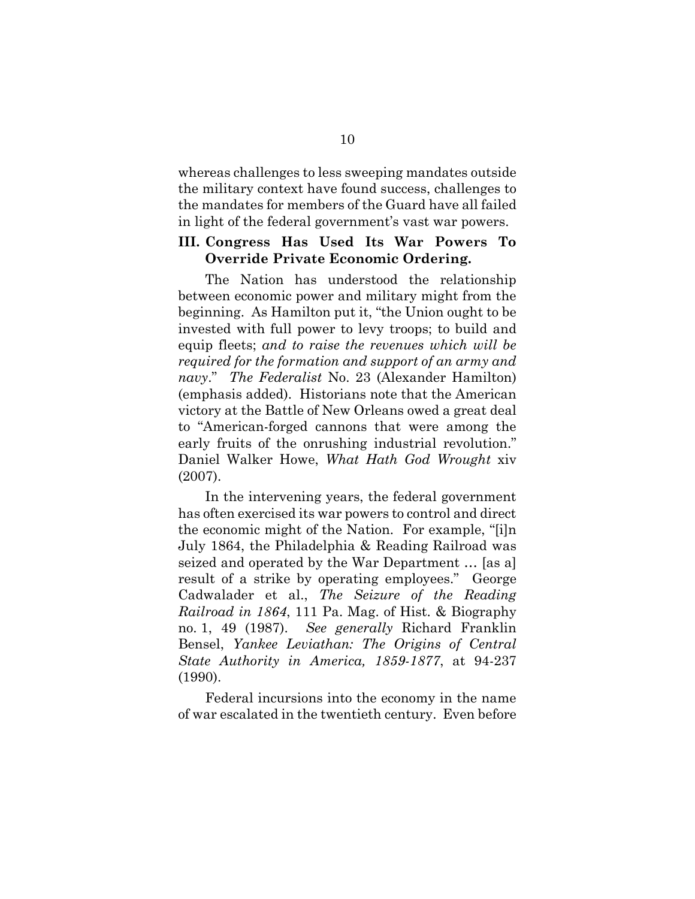whereas challenges to less sweeping mandates outside the military context have found success, challenges to the mandates for members of the Guard have all failed in light of the federal government's vast war powers.

## III. Congress Has Used Its War Powers To Override Private Economic Ordering.

The Nation has understood the relationship between economic power and military might from the beginning. As Hamilton put it, "the Union ought to be invested with full power to levy troops; to build and equip fleets; *and to raise the revenues which will be required for the formation and support of an army and navy*." *The Federalist* No. 23 (Alexander Hamilton) (emphasis added). Historians note that the American victory at the Battle of New Orleans owed a great deal to "American-forged cannons that were among the early fruits of the onrushing industrial revolution." Daniel Walker Howe, *What Hath God Wrought* xiv (2007).

In the intervening years, the federal government has often exercised its war powers to control and direct the economic might of the Nation. For example, "[i]n July 1864, the Philadelphia & Reading Railroad was seized and operated by the War Department … [as a] result of a strike by operating employees." George Cadwalader et al., *The Seizure of the Reading Railroad in 1864*, 111 Pa. Mag. of Hist. & Biography no. 1, 49 (1987). *See generally* Richard Franklin Bensel, *Yankee Leviathan: The Origins of Central State Authority in America, 1859-1877*, at 94-237 (1990).

Federal incursions into the economy in the name of war escalated in the twentieth century. Even before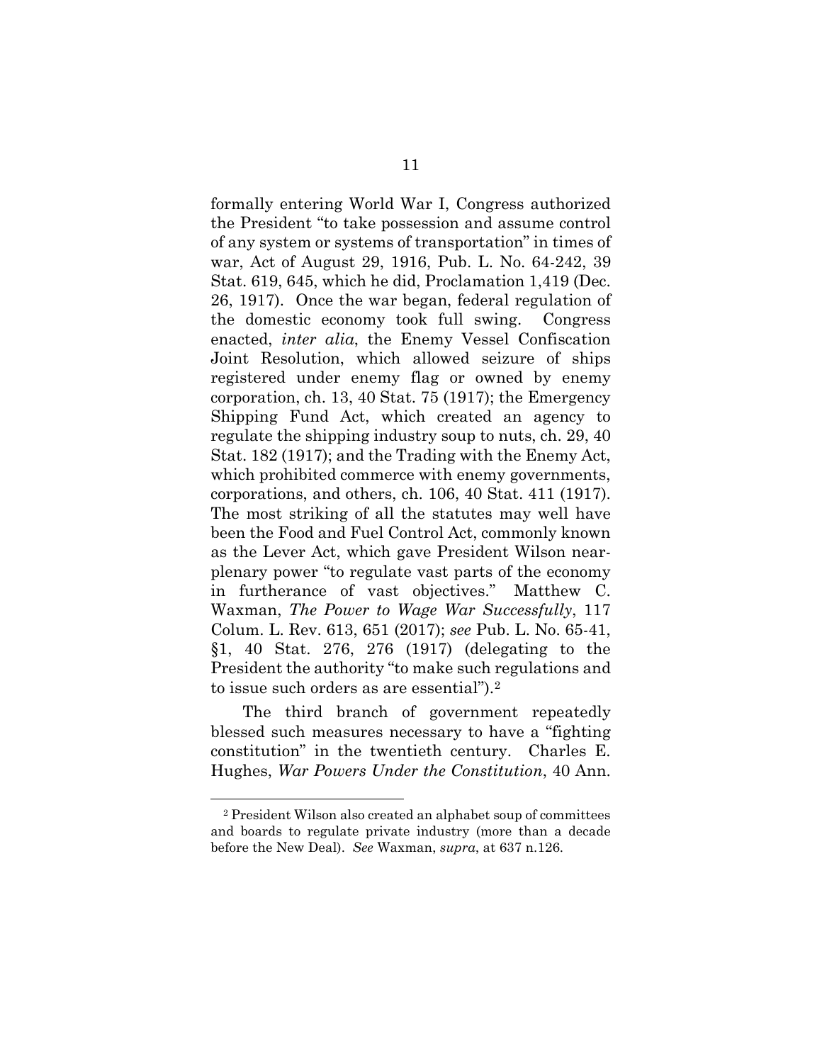formally entering World War I, Congress authorized the President "to take possession and assume control of any system or systems of transportation" in times of war, Act of August 29, 1916, Pub. L. No. 64-242, 39 Stat. 619, 645, which he did, Proclamation 1,419 (Dec. 26, 1917). Once the war began, federal regulation of the domestic economy took full swing. Congress enacted, *inter alia*, the Enemy Vessel Confiscation Joint Resolution, which allowed seizure of ships registered under enemy flag or owned by enemy corporation, ch. 13, 40 Stat. 75 (1917); the Emergency Shipping Fund Act, which created an agency to regulate the shipping industry soup to nuts, ch. 29, 40 Stat. 182 (1917); and the Trading with the Enemy Act, which prohibited commerce with enemy governments, corporations, and others, ch. 106, 40 Stat. 411 (1917). The most striking of all the statutes may well have been the Food and Fuel Control Act, commonly known as the Lever Act, which gave President Wilson near-plenary power "to regulate vast parts of the economy in furtherance of vast objectives." Matthew C. Waxman, *The Power to Wage War Successfully*, 117 Colum. L. Rev. 613, 651 (2017); *see* Pub. L. No. 65-41, §1, 40 Stat. 276, 276 (1917) (delegating to the President the authority "to make such regulations and to issue such orders as are essential").[2]

The third branch of government repeatedly blessed such measures necessary to have a "fighting constitution" in the twentieth century. Charles E. Hughes, *War Powers Under the Constitution*, 40 Ann.

[2] President Wilson also created an alphabet soup of committees and boards to regulate private industry (more than a decade before the New Deal). *See* Waxman, *supra*, at 637 n.126.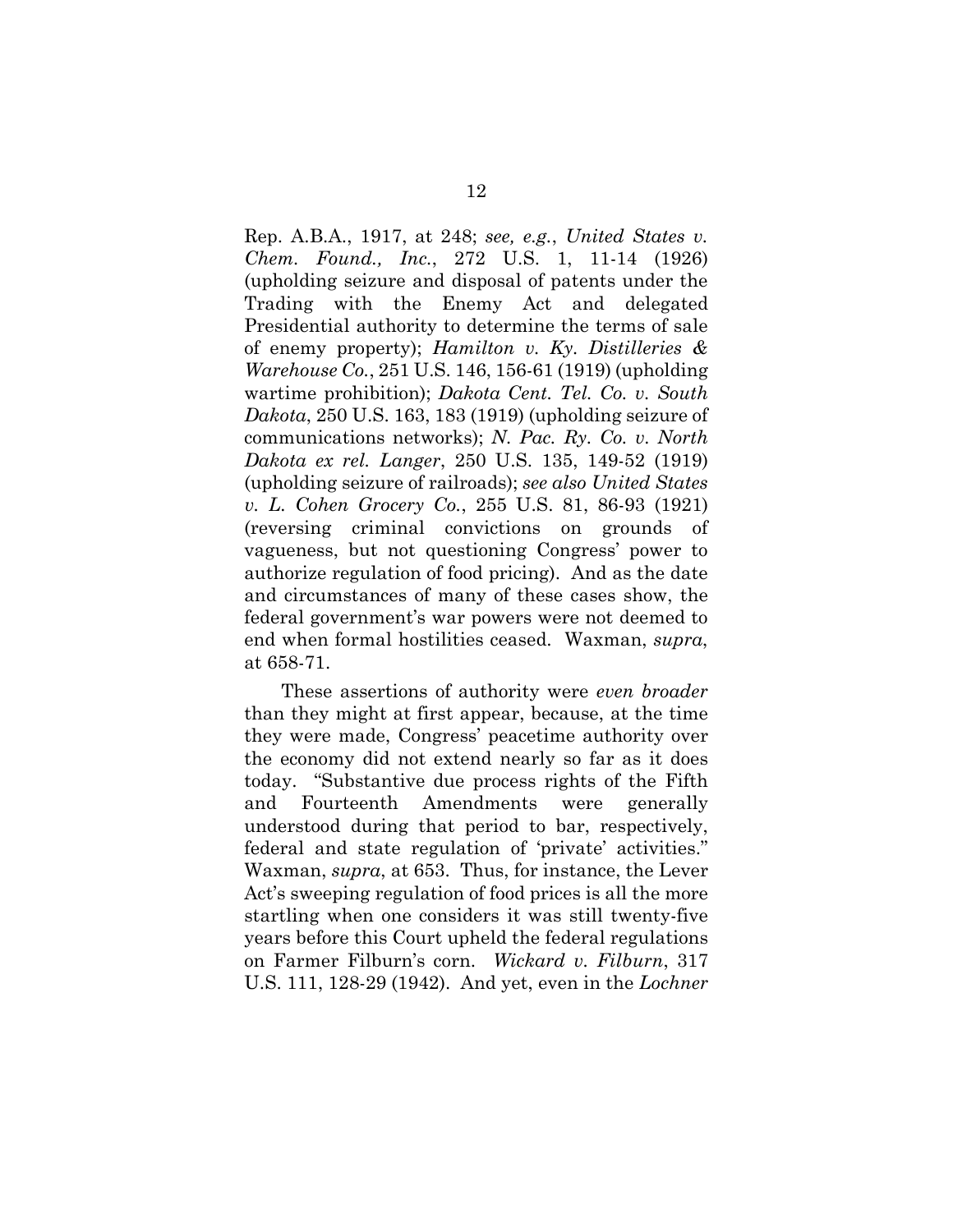Rep. A.B.A., 1917, at 248; *see, e.g.*, *United States v. Chem. Found., Inc.*, 272 U.S. 1, 11-14 (1926) (upholding seizure and disposal of patents under the Trading with the Enemy Act and delegated Presidential authority to determine the terms of sale of enemy property); *Hamilton v. Ky. Distilleries & Warehouse Co.*, 251 U.S. 146, 156-61 (1919) (upholding wartime prohibition); *Dakota Cent. Tel. Co. v. South Dakota*, 250 U.S. 163, 183 (1919) (upholding seizure of communications networks); *N. Pac. Ry. Co. v. North Dakota ex rel. Langer*, 250 U.S. 135, 149-52 (1919) (upholding seizure of railroads); *see also United States v. L. Cohen Grocery Co.*, 255 U.S. 81, 86-93 (1921) (reversing criminal convictions on grounds of vagueness, but not questioning Congress' power to authorize regulation of food pricing). And as the date and circumstances of many of these cases show, the federal government's war powers were not deemed to end when formal hostilities ceased. Waxman, *supra*, at 658-71.

These assertions of authority were *even broader* than they might at first appear, because, at the time they were made, Congress' peacetime authority over the economy did not extend nearly so far as it does today. "Substantive due process rights of the Fifth and Fourteenth Amendments were generally understood during that period to bar, respectively, federal and state regulation of 'private' activities." Waxman, *supra*, at 653. Thus, for instance, the Lever Act's sweeping regulation of food prices is all the more startling when one considers it was still twenty-five years before this Court upheld the federal regulations on Farmer Filburn's corn. *Wickard v. Filburn*, 317 U.S. 111, 128-29 (1942). And yet, even in the *Lochner*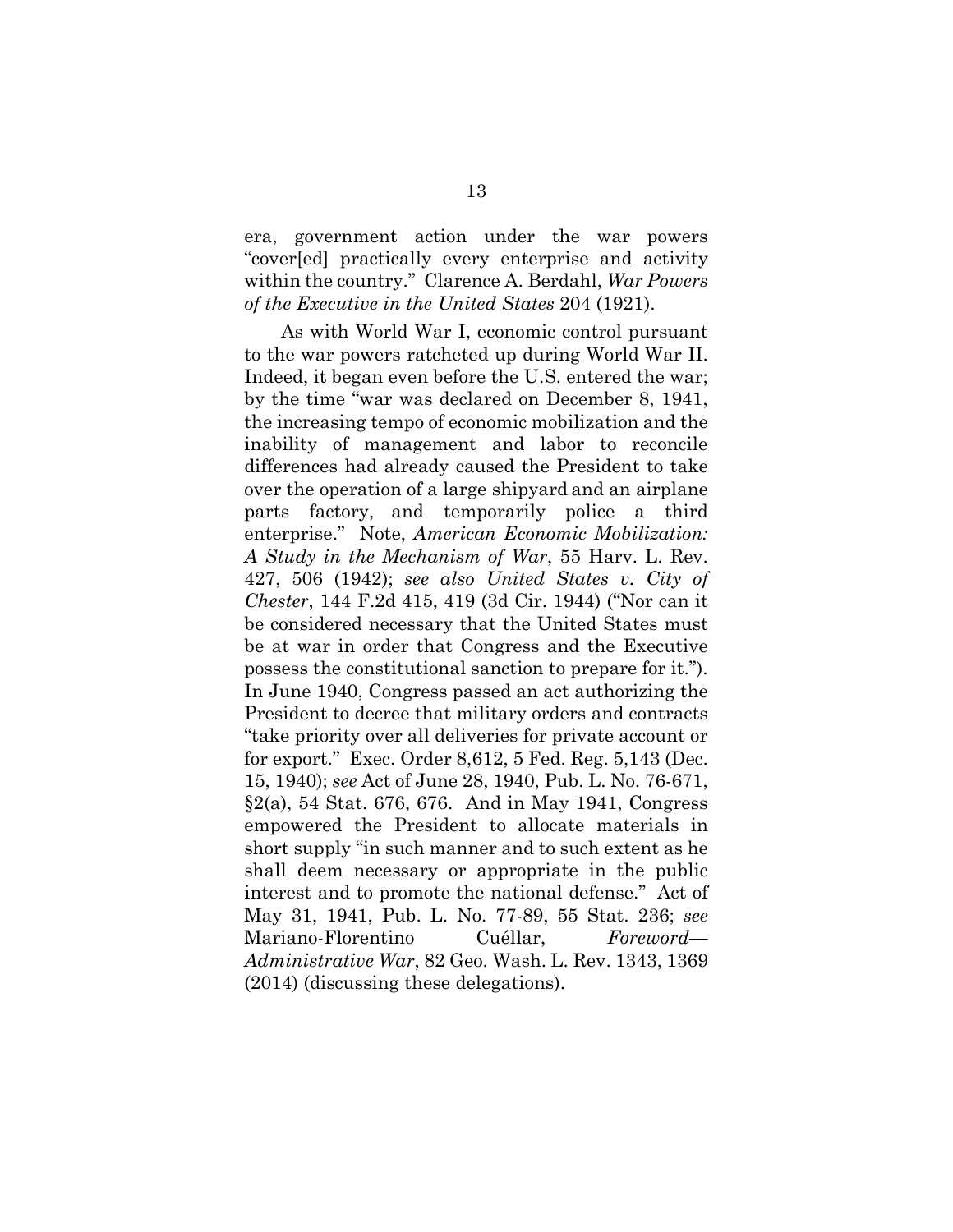era, government action under the war powers "cover[ed] practically every enterprise and activity within the country." Clarence A. Berdahl, *War Powers of the Executive in the United States* 204 (1921).

As with World War I, economic control pursuant to the war powers ratcheted up during World War II. Indeed, it began even before the U.S. entered the war; by the time "war was declared on December 8, 1941, the increasing tempo of economic mobilization and the inability of management and labor to reconcile differences had already caused the President to take over the operation of a large shipyard and an airplane parts factory, and temporarily police a third enterprise." Note, *American Economic Mobilization: A Study in the Mechanism of War*, 55 Harv. L. Rev. 427, 506 (1942); *see also United States v. City of Chester*, 144 F.2d 415, 419 (3d Cir. 1944) ("Nor can it be considered necessary that the United States must be at war in order that Congress and the Executive possess the constitutional sanction to prepare for it."). In June 1940, Congress passed an act authorizing the President to decree that military orders and contracts "take priority over all deliveries for private account or for export." Exec. Order 8,612, 5 Fed. Reg. 5,143 (Dec. 15, 1940); *see* Act of June 28, 1940, Pub. L. No. 76-671, §2(a), 54 Stat. 676, 676. And in May 1941, Congress empowered the President to allocate materials in short supply "in such manner and to such extent as he shall deem necessary or appropriate in the public interest and to promote the national defense." Act of May 31, 1941, Pub. L. No. 77-89, 55 Stat. 236; *see* Mariano-Florentino Cuéllar, *Foreword—Administrative War*, 82 Geo. Wash. L. Rev. 1343, 1369 (2014) (discussing these delegations).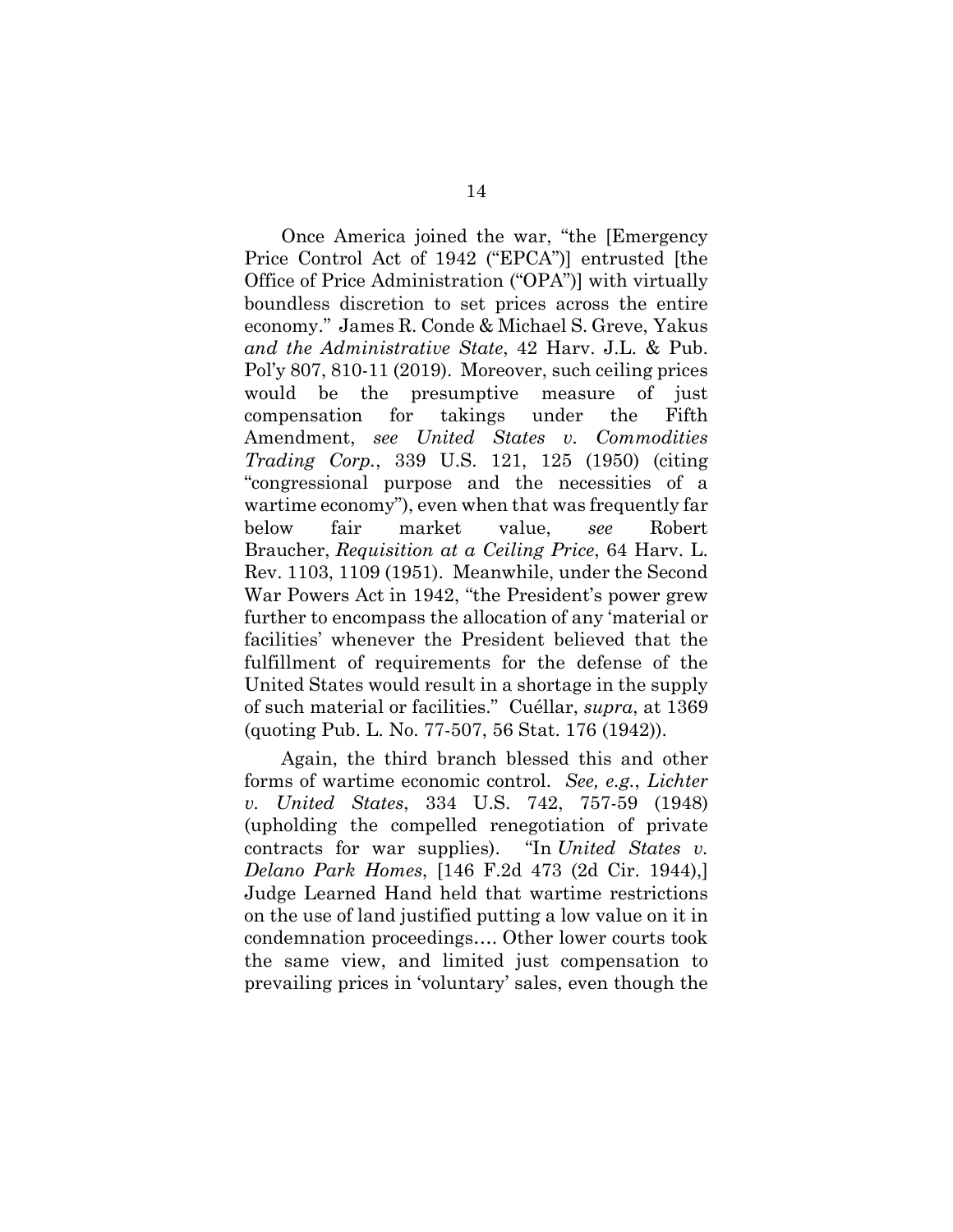Once America joined the war, "the [Emergency Price Control Act of 1942 ("EPCA")] entrusted [the Office of Price Administration ("OPA")] with virtually boundless discretion to set prices across the entire economy." James R. Conde & Michael S. Greve, Yakus *and the Administrative State*, 42 Harv. J.L. & Pub. Pol'y 807, 810-11 (2019). Moreover, such ceiling prices would be the presumptive measure of just compensation for takings under the Fifth Amendment, *see United States v. Commodities Trading Corp.*, 339 U.S. 121, 125 (1950) (citing "congressional purpose and the necessities of a wartime economy"), even when that was frequently far below fair market value, *see* Robert Braucher, *Requisition at a Ceiling Price*, 64 Harv. L. Rev. 1103, 1109 (1951). Meanwhile, under the Second War Powers Act in 1942, "the President's power grew further to encompass the allocation of any 'material or facilities' whenever the President believed that the fulfillment of requirements for the defense of the United States would result in a shortage in the supply of such material or facilities." Cuéllar, *supra*, at 1369 (quoting Pub. L. No. 77-507, 56 Stat. 176 (1942)).

Again, the third branch blessed this and other forms of wartime economic control. *See, e.g.*, *Lichter v. United States*, 334 U.S. 742, 757-59 (1948) (upholding the compelled renegotiation of private contracts for war supplies). "In *United States v. Delano Park Homes*, [146 F.2d 473 (2d Cir. 1944),] Judge Learned Hand held that wartime restrictions on the use of land justified putting a low value on it in condemnation proceedings…. Other lower courts took the same view, and limited just compensation to prevailing prices in 'voluntary' sales, even though the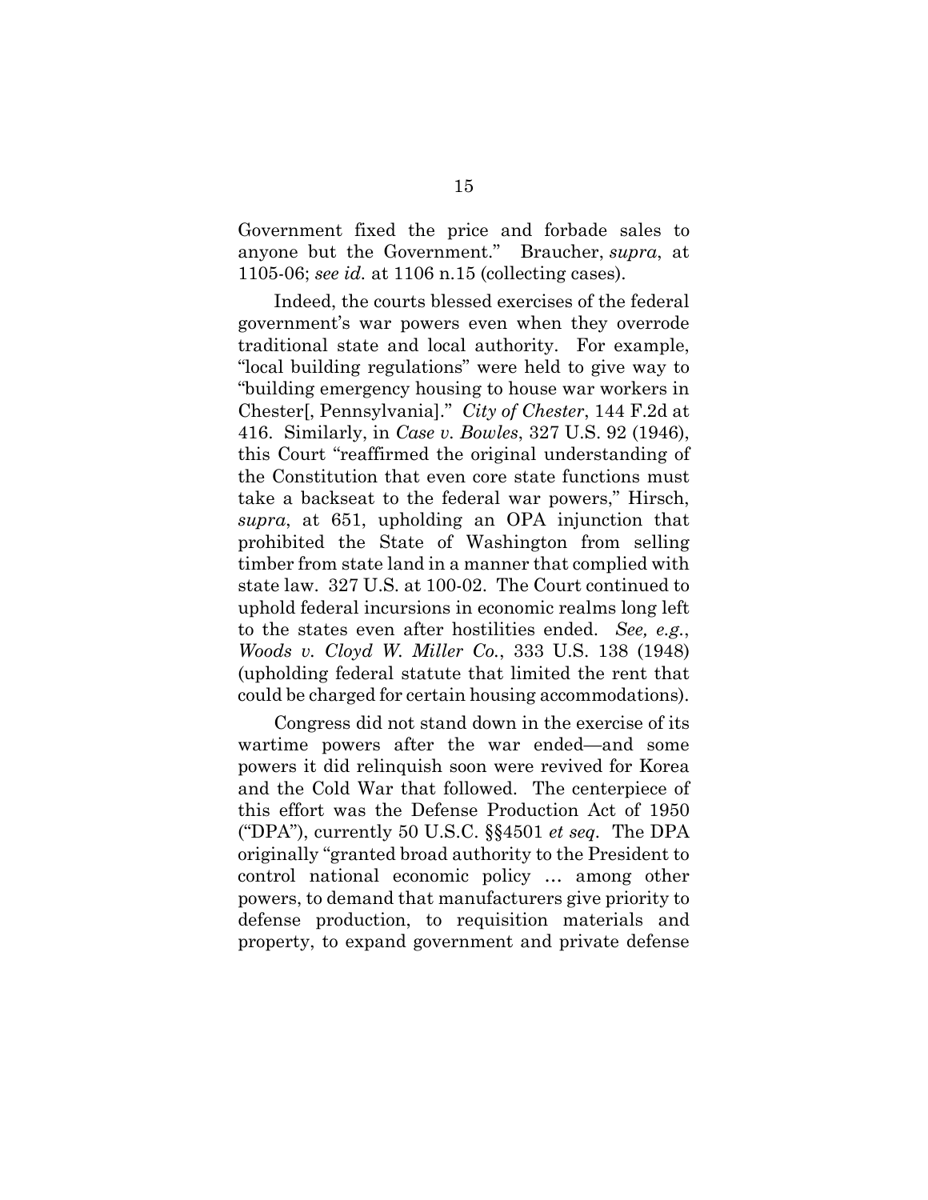Government fixed the price and forbade sales to anyone but the Government." Braucher, *supra*, at 1105-06; *see id.* at 1106 n.15 (collecting cases).

Indeed, the courts blessed exercises of the federal government's war powers even when they overrode traditional state and local authority. For example, "local building regulations" were held to give way to "building emergency housing to house war workers in Chester[, Pennsylvania]." *City of Chester*, 144 F.2d at 416. Similarly, in *Case v. Bowles*, 327 U.S. 92 (1946), this Court "reaffirmed the original understanding of the Constitution that even core state functions must take a backseat to the federal war powers," Hirsch, *supra*, at 651, upholding an OPA injunction that prohibited the State of Washington from selling timber from state land in a manner that complied with state law. 327 U.S. at 100-02. The Court continued to uphold federal incursions in economic realms long left to the states even after hostilities ended. *See, e.g.*, *Woods v. Cloyd W. Miller Co.*, 333 U.S. 138 (1948) (upholding federal statute that limited the rent that could be charged for certain housing accommodations).

Congress did not stand down in the exercise of its wartime powers after the war ended—and some powers it did relinquish soon were revived for Korea and the Cold War that followed. The centerpiece of this effort was the Defense Production Act of 1950 ("DPA"), currently 50 U.S.C. §§4501 *et seq*. The DPA originally "granted broad authority to the President to control national economic policy … among other powers, to demand that manufacturers give priority to defense production, to requisition materials and property, to expand government and private defense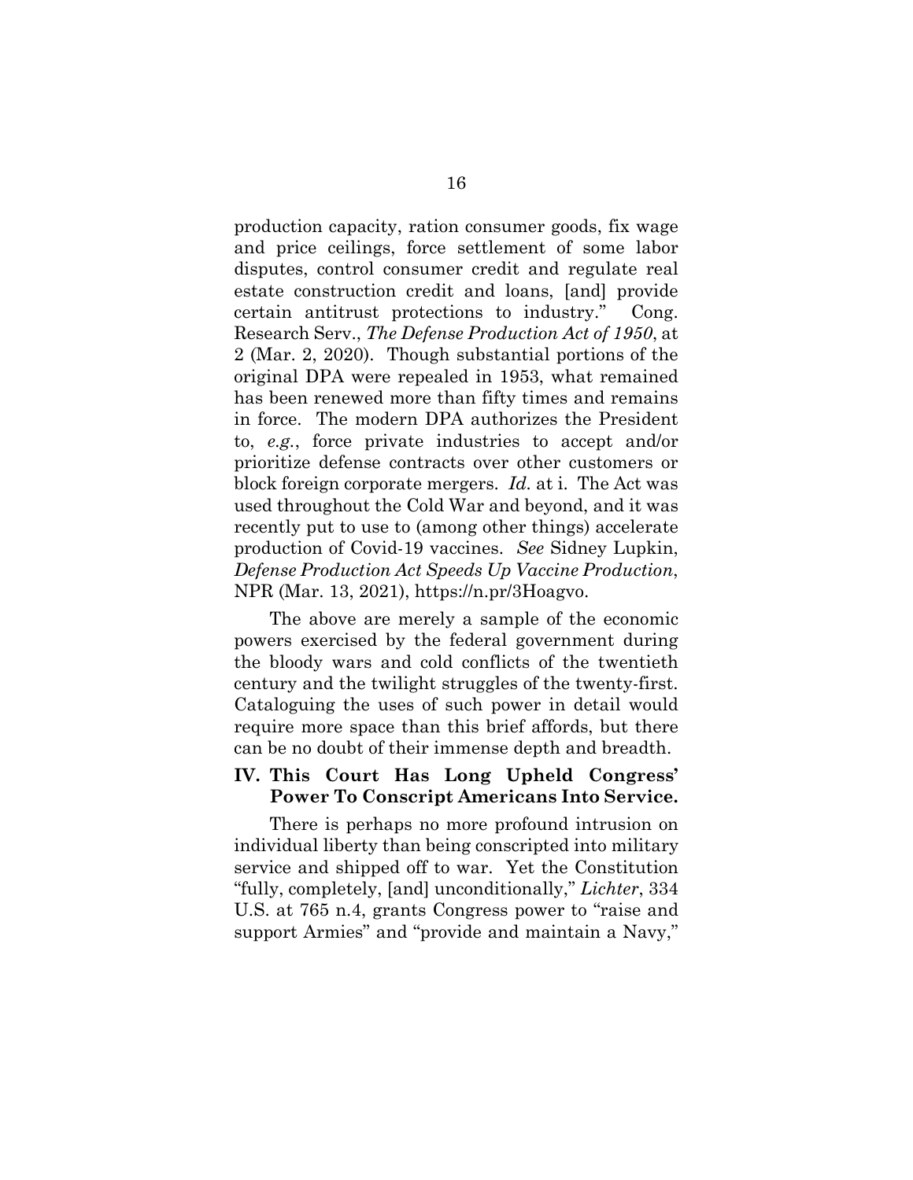production capacity, ration consumer goods, fix wage and price ceilings, force settlement of some labor disputes, control consumer credit and regulate real estate construction credit and loans, [and] provide certain antitrust protections to industry." Cong. Research Serv., *The Defense Production Act of 1950*, at 2 (Mar. 2, 2020). Though substantial portions of the original DPA were repealed in 1953, what remained has been renewed more than fifty times and remains in force. The modern DPA authorizes the President to, *e.g.*, force private industries to accept and/or prioritize defense contracts over other customers or block foreign corporate mergers. *Id.* at i. The Act was used throughout the Cold War and beyond, and it was recently put to use to (among other things) accelerate production of Covid-19 vaccines. *See* Sidney Lupkin, *Defense Production Act Speeds Up Vaccine Production*, NPR (Mar. 13, 2021), https://n.pr/3Hoagvo.

The above are merely a sample of the economic powers exercised by the federal government during the bloody wars and cold conflicts of the twentieth century and the twilight struggles of the twenty-first. Cataloguing the uses of such power in detail would require more space than this brief affords, but there can be no doubt of their immense depth and breadth.

## IV. This Court Has Long Upheld Congress' Power To Conscript Americans Into Service.

There is perhaps no more profound intrusion on individual liberty than being conscripted into military service and shipped off to war. Yet the Constitution "fully, completely, [and] unconditionally," *Lichter*, 334 U.S. at 765 n.4, grants Congress power to "raise and support Armies" and "provide and maintain a Navy,"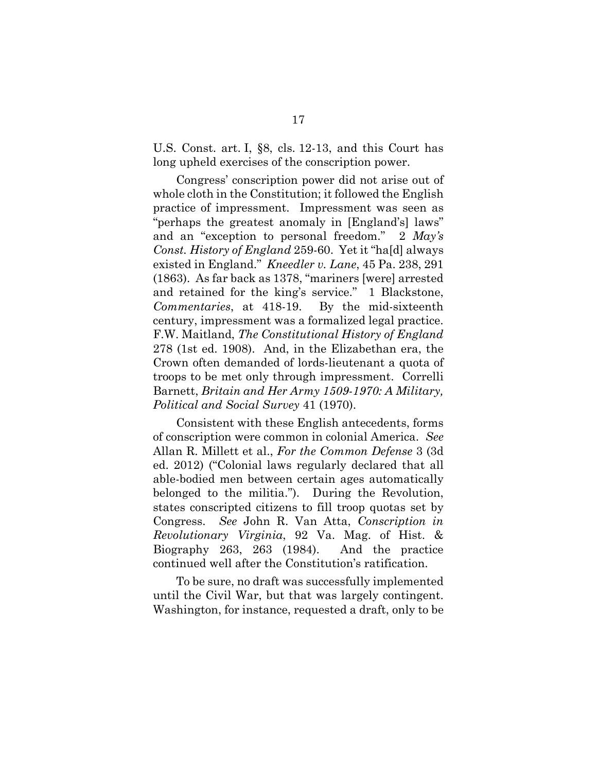U.S. Const. art. I, §8, cls. 12-13, and this Court has long upheld exercises of the conscription power.

Congress' conscription power did not arise out of whole cloth in the Constitution; it followed the English practice of impressment. Impressment was seen as "perhaps the greatest anomaly in [England's] laws" and an "exception to personal freedom." 2 *May's Const. History of England* 259-60. Yet it "ha[d] always existed in England." *Kneedler v. Lane*, 45 Pa. 238, 291 (1863). As far back as 1378, "mariners [were] arrested and retained for the king's service." 1 Blackstone, *Commentaries*, at 418-19. By the mid-sixteenth century, impressment was a formalized legal practice. F.W. Maitland, *The Constitutional History of England* 278 (1st ed. 1908). And, in the Elizabethan era, the Crown often demanded of lords-lieutenant a quota of troops to be met only through impressment. Correlli Barnett, *Britain and Her Army 1509-1970: A Military, Political and Social Survey* 41 (1970).

Consistent with these English antecedents, forms of conscription were common in colonial America. *See* Allan R. Millett et al., *For the Common Defense* 3 (3d ed. 2012) ("Colonial laws regularly declared that all able-bodied men between certain ages automatically belonged to the militia."). During the Revolution, states conscripted citizens to fill troop quotas set by Congress. *See* John R. Van Atta, *Conscription in Revolutionary Virginia*, 92 Va. Mag. of Hist. & Biography 263, 263 (1984). And the practice continued well after the Constitution's ratification.

To be sure, no draft was successfully implemented until the Civil War, but that was largely contingent. Washington, for instance, requested a draft, only to be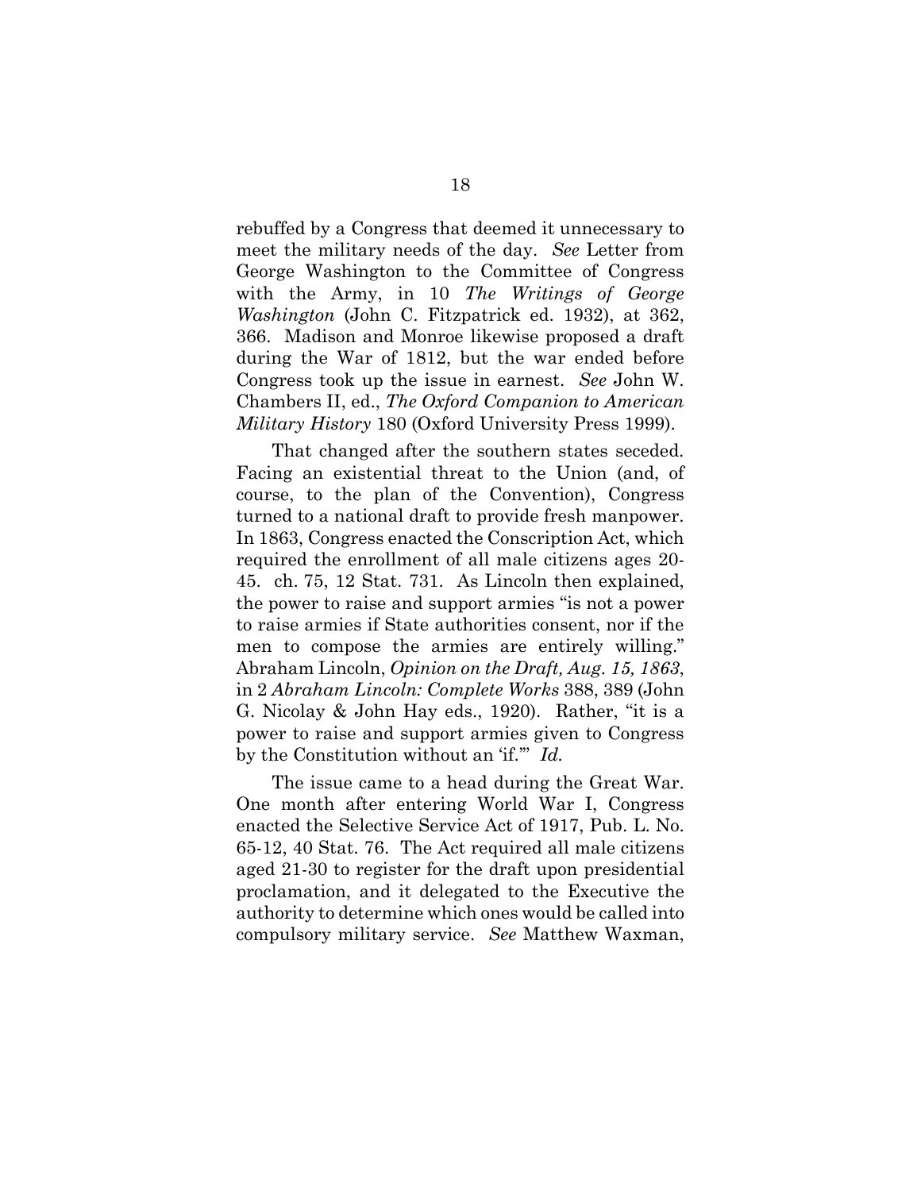rebuffed by a Congress that deemed it unnecessary to meet the military needs of the day. *See* Letter from George Washington to the Committee of Congress with the Army, in 10 *The Writings of George Washington* (John C. Fitzpatrick ed. 1932), at 362, 366. Madison and Monroe likewise proposed a draft during the War of 1812, but the war ended before Congress took up the issue in earnest. *See* John W. Chambers II, ed., *The Oxford Companion to American Military History* 180 (Oxford University Press 1999).

That changed after the southern states seceded. Facing an existential threat to the Union (and, of course, to the plan of the Convention), Congress turned to a national draft to provide fresh manpower. In 1863, Congress enacted the Conscription Act, which required the enrollment of all male citizens ages 20-45. ch. 75, 12 Stat. 731. As Lincoln then explained, the power to raise and support armies "is not a power to raise armies if State authorities consent, nor if the men to compose the armies are entirely willing." Abraham Lincoln, *Opinion on the Draft, Aug. 15, 1863*, in 2 *Abraham Lincoln: Complete Works* 388, 389 (John G. Nicolay & John Hay eds., 1920). Rather, "it is a power to raise and support armies given to Congress by the Constitution without an 'if.'" *Id.*

The issue came to a head during the Great War. One month after entering World War I, Congress enacted the Selective Service Act of 1917, Pub. L. No. 65-12, 40 Stat. 76. The Act required all male citizens aged 21-30 to register for the draft upon presidential proclamation, and it delegated to the Executive the authority to determine which ones would be called into compulsory military service. *See* Matthew Waxman,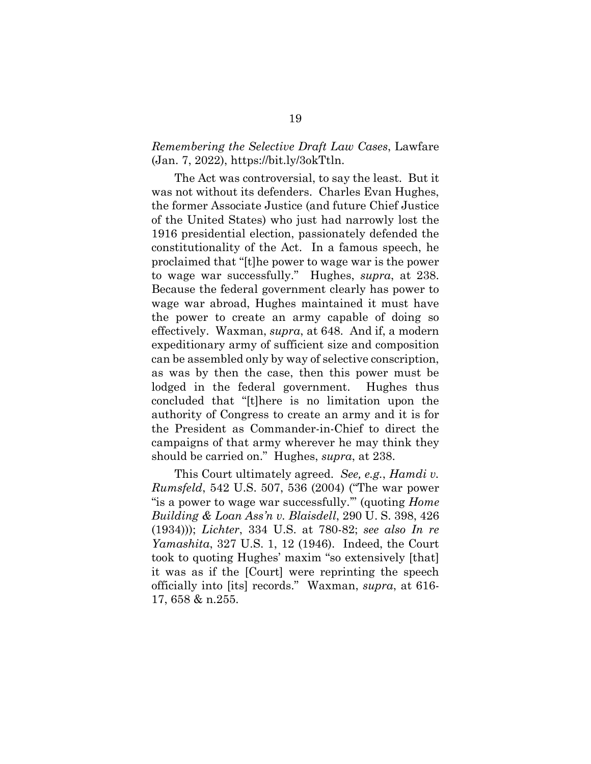*Remembering the Selective Draft Law Cases*, Lawfare (Jan. 7, 2022), https://bit.ly/3okTtln.

The Act was controversial, to say the least. But it was not without its defenders. Charles Evan Hughes, the former Associate Justice (and future Chief Justice of the United States) who just had narrowly lost the 1916 presidential election, passionately defended the constitutionality of the Act. In a famous speech, he proclaimed that "[t]he power to wage war is the power to wage war successfully." Hughes, *supra*, at 238. Because the federal government clearly has power to wage war abroad, Hughes maintained it must have the power to create an army capable of doing so effectively. Waxman, *supra*, at 648. And if, a modern expeditionary army of sufficient size and composition can be assembled only by way of selective conscription, as was by then the case, then this power must be lodged in the federal government. Hughes thus concluded that "[t]here is no limitation upon the authority of Congress to create an army and it is for the President as Commander-in-Chief to direct the campaigns of that army wherever he may think they should be carried on." Hughes, *supra*, at 238.

This Court ultimately agreed. *See, e.g.*, *Hamdi v. Rumsfeld*, 542 U.S. 507, 536 (2004) ("The war power "is a power to wage war successfully."" (quoting *Home Building & Loan Ass'n v. Blaisdell*, 290 U. S. 398, 426 (1934))); *Lichter*, 334 U.S. at 780-82; *see also In re Yamashita*, 327 U.S. 1, 12 (1946). Indeed, the Court took to quoting Hughes' maxim "so extensively [that] it was as if the [Court] were reprinting the speech officially into [its] records." Waxman, *supra*, at 616-17, 658 & n.255.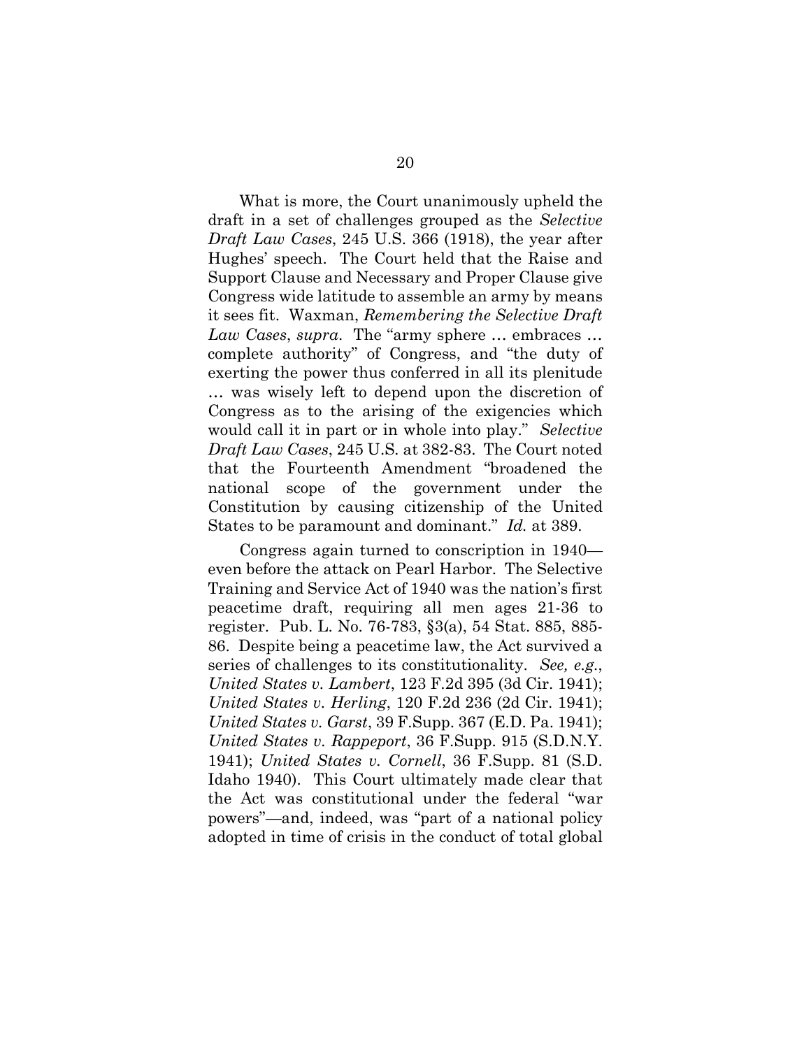What is more, the Court unanimously upheld the draft in a set of challenges grouped as the *Selective Draft Law Cases*, 245 U.S. 366 (1918), the year after Hughes' speech. The Court held that the Raise and Support Clause and Necessary and Proper Clause give Congress wide latitude to assemble an army by means it sees fit. Waxman, *Remembering the Selective Draft Law Cases*, *supra*. The "army sphere … embraces … complete authority" of Congress, and "the duty of exerting the power thus conferred in all its plenitude … was wisely left to depend upon the discretion of Congress as to the arising of the exigencies which would call it in part or in whole into play." *Selective Draft Law Cases*, 245 U.S. at 382-83. The Court noted that the Fourteenth Amendment "broadened the national scope of the government under the Constitution by causing citizenship of the United States to be paramount and dominant." *Id.* at 389.

Congress again turned to conscription in 1940—even before the attack on Pearl Harbor. The Selective Training and Service Act of 1940 was the nation's first peacetime draft, requiring all men ages 21-36 to register. Pub. L. No. 76-783, §3(a), 54 Stat. 885, 885-86. Despite being a peacetime law, the Act survived a series of challenges to its constitutionality. *See, e.g.*, *United States v. Lambert*, 123 F.2d 395 (3d Cir. 1941); *United States v. Herling*, 120 F.2d 236 (2d Cir. 1941); *United States v. Garst*, 39 F.Supp. 367 (E.D. Pa. 1941); *United States v. Rappeport*, 36 F.Supp. 915 (S.D.N.Y. 1941); *United States v. Cornell*, 36 F.Supp. 81 (S.D. Idaho 1940). This Court ultimately made clear that the Act was constitutional under the federal "war powers"—and, indeed, was "part of a national policy adopted in time of crisis in the conduct of total global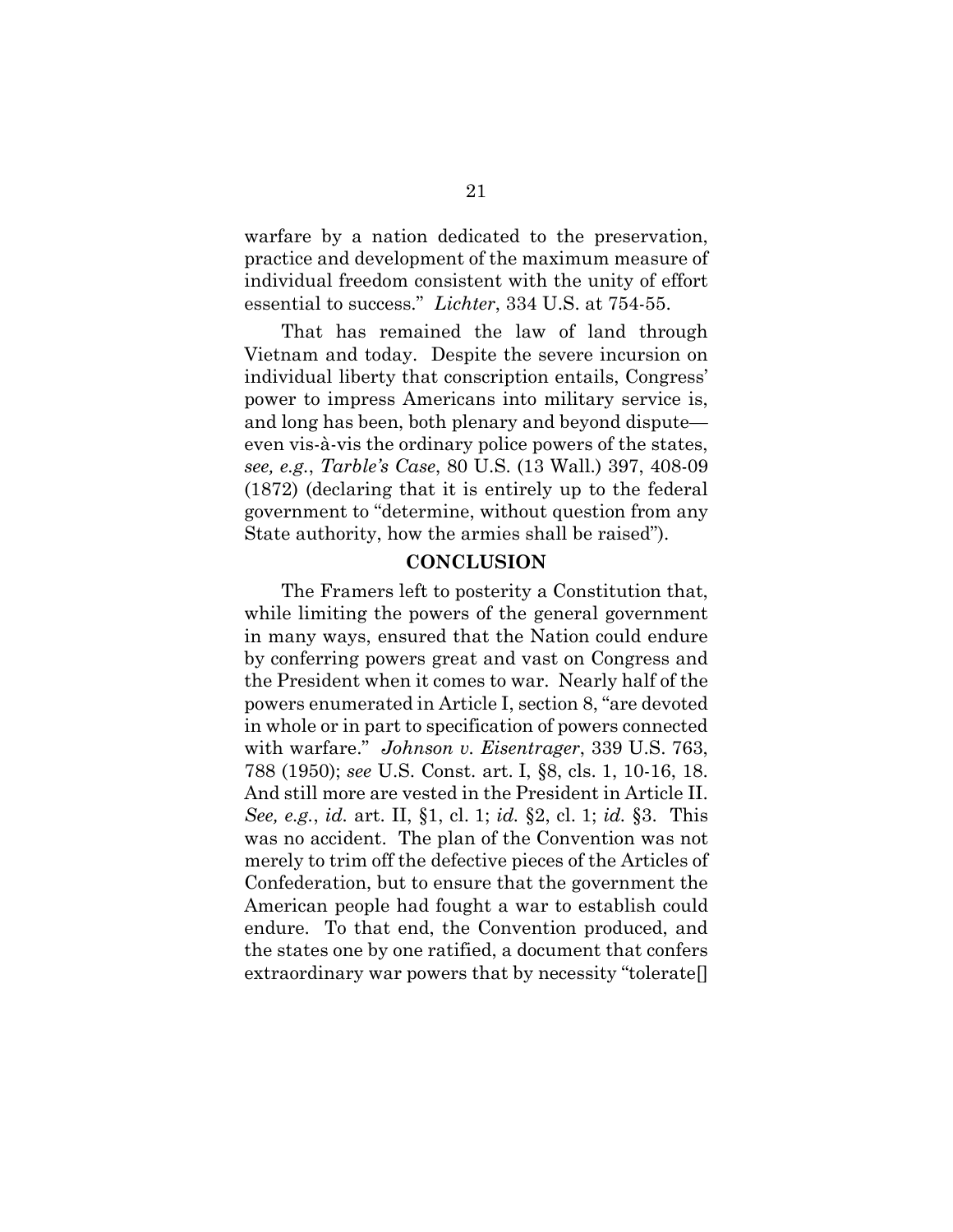warfare by a nation dedicated to the preservation, practice and development of the maximum measure of individual freedom consistent with the unity of effort essential to success." *Lichter*, 334 U.S. at 754-55.

That has remained the law of land through Vietnam and today. Despite the severe incursion on individual liberty that conscription entails, Congress' power to impress Americans into military service is, and long has been, both plenary and beyond dispute—even vis-à-vis the ordinary police powers of the states, *see, e.g.*, *Tarble's Case*, 80 U.S. (13 Wall.) 397, 408-09 (1872) (declaring that it is entirely up to the federal government to "determine, without question from any State authority, how the armies shall be raised").

## CONCLUSION

The Framers left to posterity a Constitution that, while limiting the powers of the general government in many ways, ensured that the Nation could endure by conferring powers great and vast on Congress and the President when it comes to war. Nearly half of the powers enumerated in Article I, section 8, "are devoted in whole or in part to specification of powers connected with warfare." *Johnson v. Eisentrager*, 339 U.S. 763, 788 (1950); *see* U.S. Const. art. I, §8, cls. 1, 10-16, 18. And still more are vested in the President in Article II. *See, e.g.*, *id.* art. II, §1, cl. 1; *id.* §2, cl. 1; *id.* §3. This was no accident. The plan of the Convention was not merely to trim off the defective pieces of the Articles of Confederation, but to ensure that the government the American people had fought a war to establish could endure. To that end, the Convention produced, and the states one by one ratified, a document that confers extraordinary war powers that by necessity "tolerate[]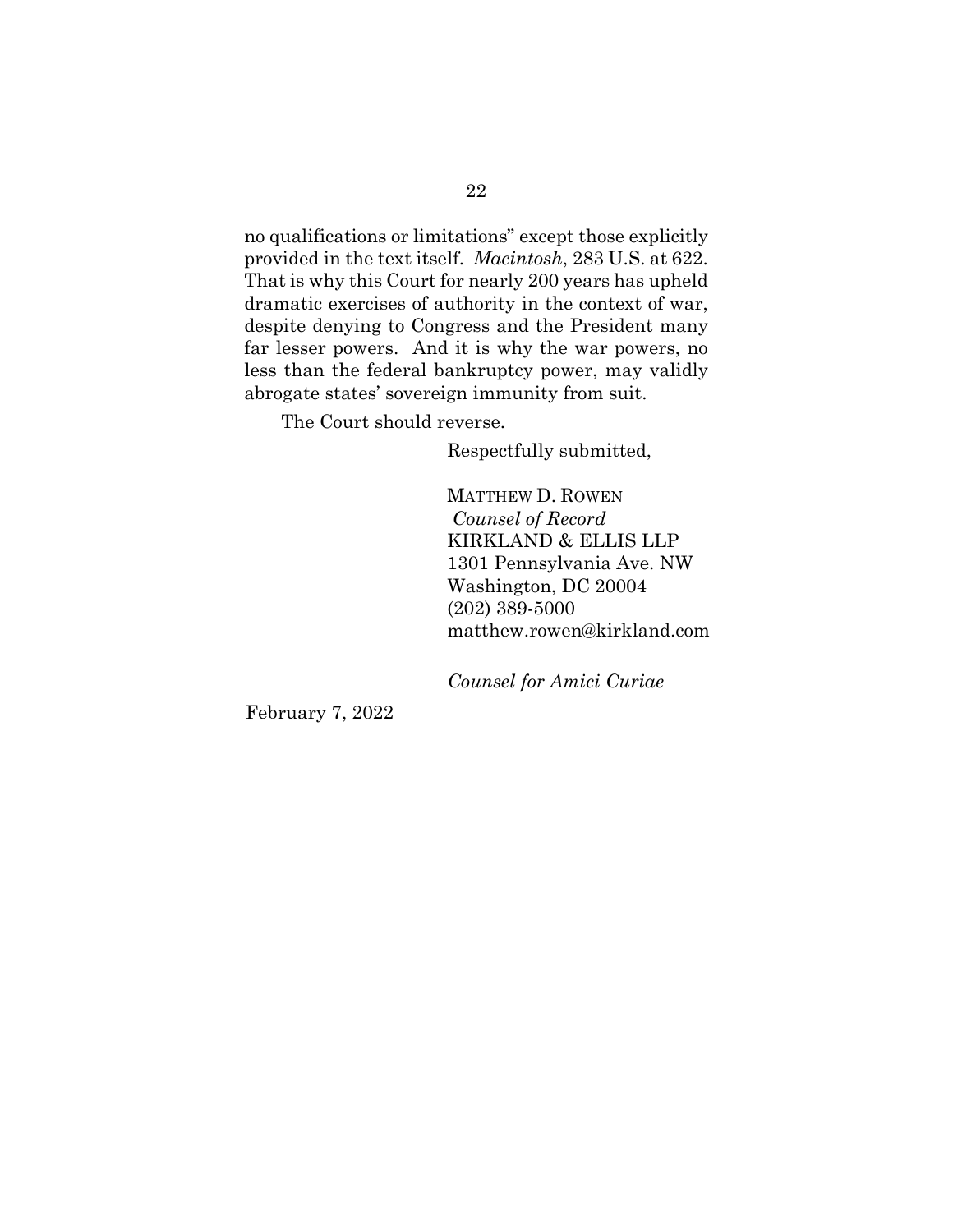no qualifications or limitations" except those explicitly provided in the text itself. *Macintosh*, 283 U.S. at 622. That is why this Court for nearly 200 years has upheld dramatic exercises of authority in the context of war, despite denying to Congress and the President many far lesser powers. And it is why the war powers, no less than the federal bankruptcy power, may validly abrogate states' sovereign immunity from suit.

The Court should reverse.

Respectfully submitted,

MATTHEW D. ROWEN
*Counsel of Record*
KIRKLAND & ELLIS LLP
1301 Pennsylvania Ave. NW
Washington, DC 20004
(202) 389-5000
matthew.rowen@kirkland.com

*Counsel for Amici Curiae*

February 7, 2022